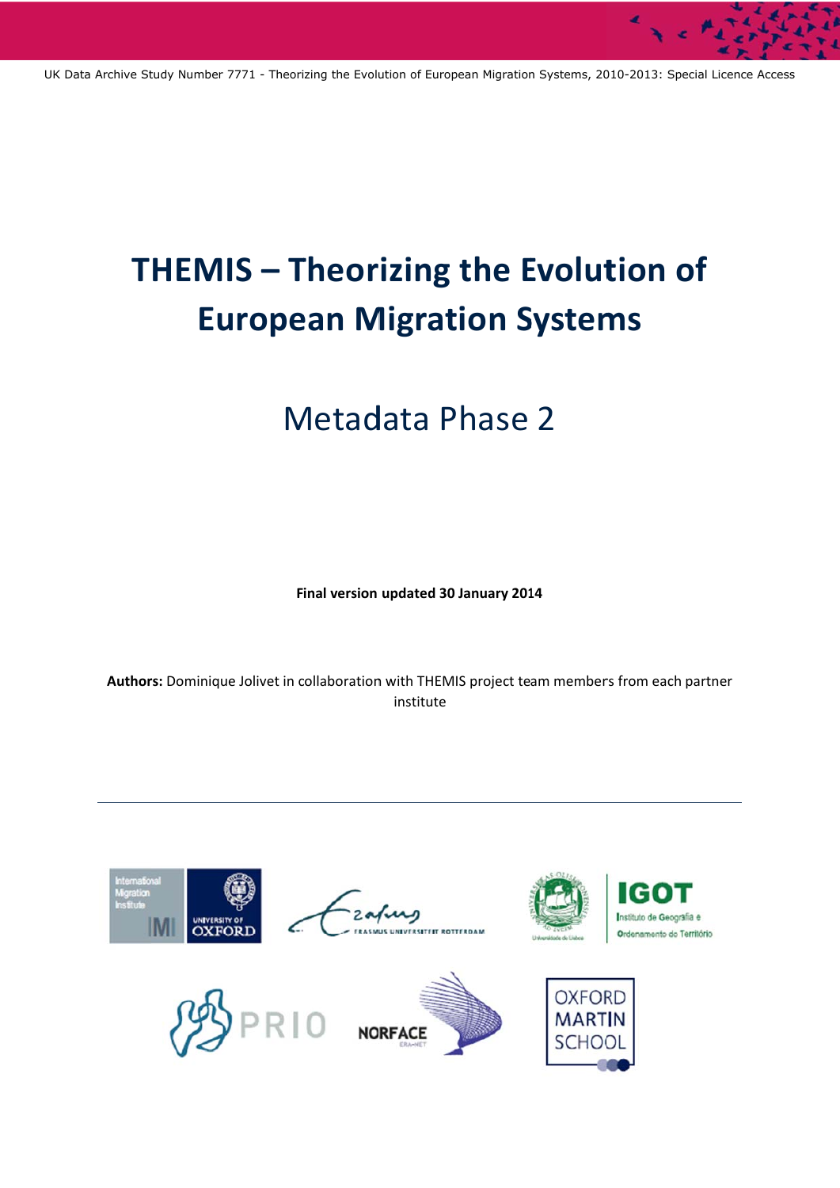UK Data Archive Study Number 7771 - Theorizing the Evolution of European Migration Systems, 2010-2013: Special Licence Access

# THEMIS – Theorizing the Evolution of European Migration Systems

## Metadata Phase 2

**Final version updated 30 January 2014**

**Authors:** Dominique Jolivet in collaboration with THEMIS project team members from each partner institute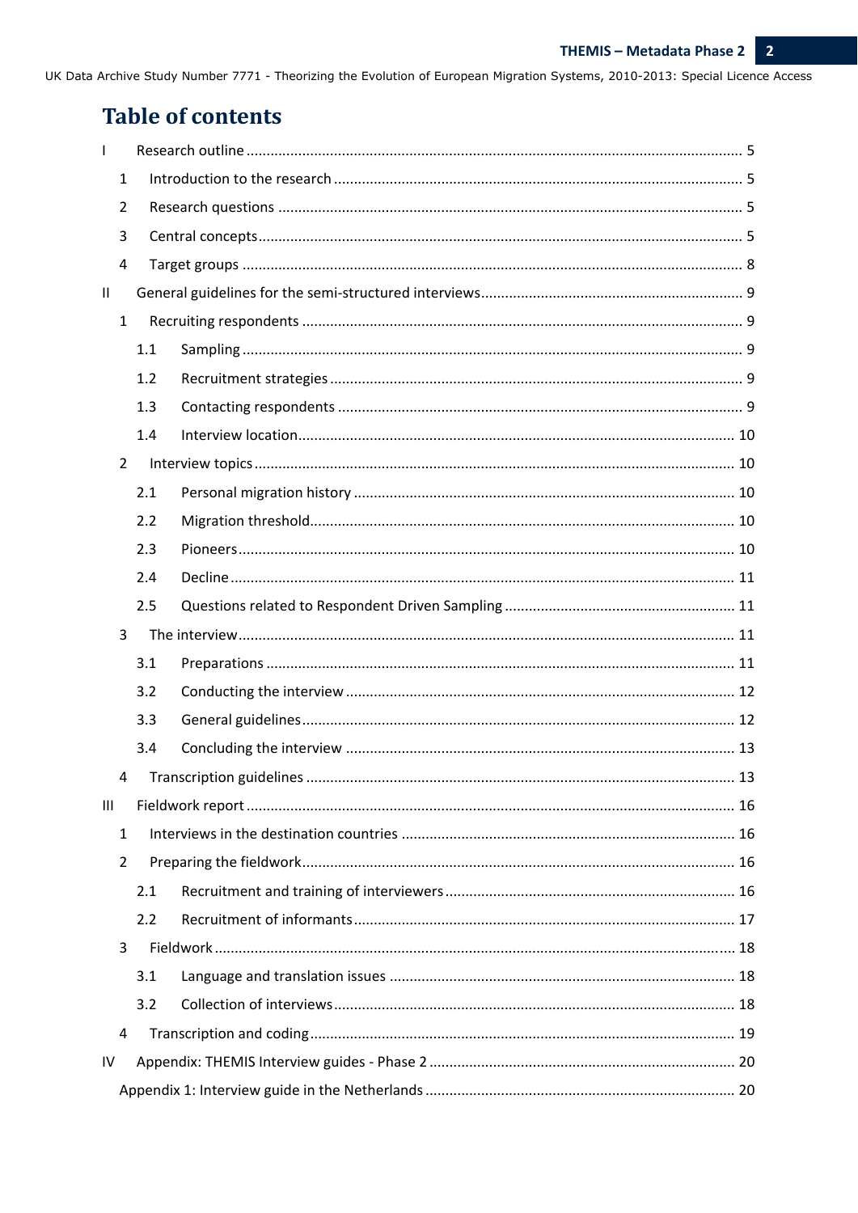# Table of contents

I Research outline ........................................................................................................................ 5

  1 Introduction to the research ................................................................................................... 5

  2 Research questions .................................................................................................................. 5

  3 Central concepts ...................................................................................................................... 5

  4 Target groups ........................................................................................................................... 8

II General guidelines for the semi-structured interviews ................................................................ 9

  1 Recruiting respondents ............................................................................................................ 9

    1.1 Sampling ............................................................................................................................. 9

    1.2 Recruitment strategies ....................................................................................................... 9

    1.3 Contacting respondents ..................................................................................................... 9

    1.4 Interview location ............................................................................................................. 10

  2 Interview topics ...................................................................................................................... 10

    2.1 Personal migration history ............................................................................................... 10

    2.2 Migration threshold .......................................................................................................... 10

    2.3 Pioneers ............................................................................................................................ 10

    2.4 Decline .............................................................................................................................. 11

    2.5 Questions related to Respondent Driven Sampling .......................................................... 11

  3 The interview .......................................................................................................................... 11

    3.1 Preparations ..................................................................................................................... 11

    3.2 Conducting the interview ................................................................................................. 12

    3.3 General guidelines ............................................................................................................ 12

    3.4 Concluding the interview .................................................................................................. 13

  4 Transcription guidelines .......................................................................................................... 13

III Fieldwork report ........................................................................................................................ 16

  1 Interviews in the destination countries .................................................................................. 16

  2 Preparing the fieldwork .......................................................................................................... 16

    2.1 Recruitment and training of interviewers ......................................................................... 16

    2.2 Recruitment of informants ............................................................................................... 17

  3 Fieldwork ................................................................................................................................. 18

    3.1 Language and translation issues ...................................................................................... 18

    3.2 Collection of interviews .................................................................................................... 18

  4 Transcription and coding ......................................................................................................... 19

IV Appendix: THEMIS Interview guides - Phase 2 ............................................................................ 20

  Appendix 1: Interview guide in the Netherlands ........................................................................... 20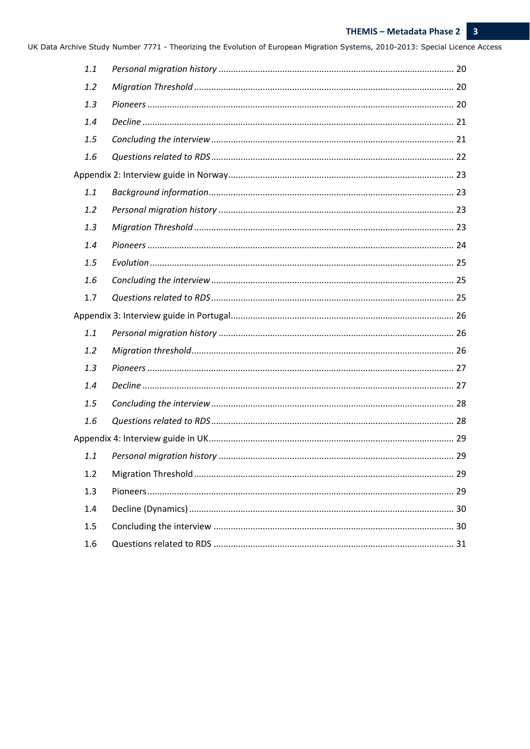- 1.1 *Personal migration history* ... 20
- 1.2 *Migration Threshold* ... 20
- 1.3 *Pioneers* ... 20
- 1.4 *Decline* ... 21
- 1.5 *Concluding the interview* ... 21
- 1.6 *Questions related to RDS* ... 22

Appendix 2: Interview guide in Norway ... 23

- 1.1 *Background information* ... 23
- 1.2 *Personal migration history* ... 23
- 1.3 *Migration Threshold* ... 23
- 1.4 *Pioneers* ... 24
- 1.5 *Evolution* ... 25
- 1.6 *Concluding the interview* ... 25
- 1.7 *Questions related to RDS* ... 25

Appendix 3: Interview guide in Portugal ... 26

- 1.1 *Personal migration history* ... 26
- 1.2 *Migration threshold* ... 26
- 1.3 *Pioneers* ... 27
- 1.4 *Decline* ... 27
- 1.5 *Concluding the interview* ... 28
- 1.6 *Questions related to RDS* ... 28

Appendix 4: Interview guide in UK ... 29

- 1.1 *Personal migration history* ... 29
- 1.2 Migration Threshold ... 29
- 1.3 Pioneers ... 29
- 1.4 Decline (Dynamics) ... 30
- 1.5 Concluding the interview ... 30
- 1.6 Questions related to RDS ... 31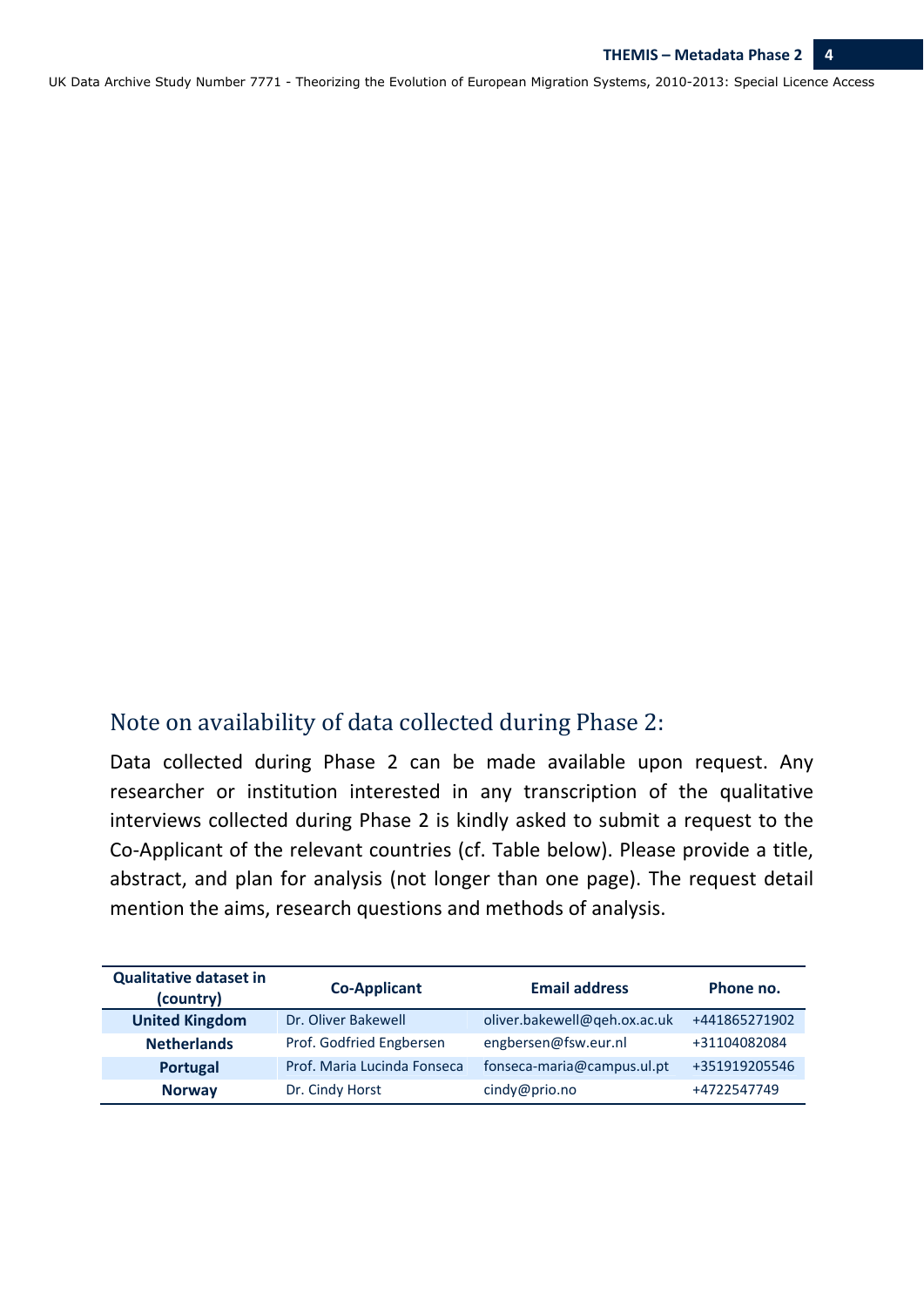## Note on availability of data collected during Phase 2:

Data collected during Phase 2 can be made available upon request. Any researcher or institution interested in any transcription of the qualitative interviews collected during Phase 2 is kindly asked to submit a request to the Co-Applicant of the relevant countries (cf. Table below). Please provide a title, abstract, and plan for analysis (not longer than one page). The request detail mention the aims, research questions and methods of analysis.

| Qualitative dataset in (country) | Co-Applicant | Email address | Phone no. |
|---|---|---|---|
| **United Kingdom** | Dr. Oliver Bakewell | oliver.bakewell@qeh.ox.ac.uk | +441865271902 |
| **Netherlands** | Prof. Godfried Engbersen | engbersen@fsw.eur.nl | +31104082084 |
| **Portugal** | Prof. Maria Lucinda Fonseca | fonseca-maria@campus.ul.pt | +351919205546 |
| **Norway** | Dr. Cindy Horst | cindy@prio.no | +4722547749 |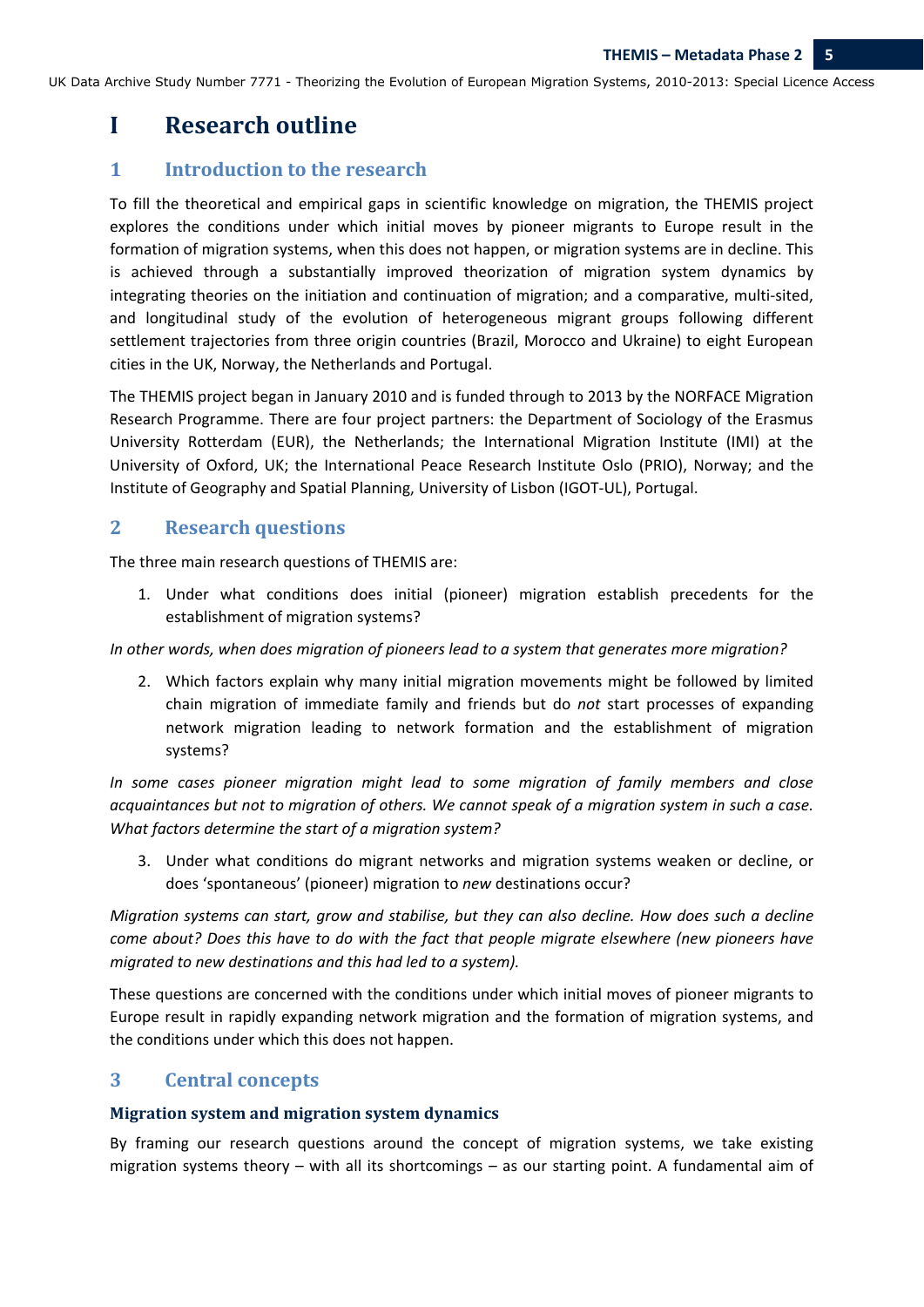# I Research outline

## 1 Introduction to the research

To fill the theoretical and empirical gaps in scientific knowledge on migration, the THEMIS project explores the conditions under which initial moves by pioneer migrants to Europe result in the formation of migration systems, when this does not happen, or migration systems are in decline. This is achieved through a substantially improved theorization of migration system dynamics by integrating theories on the initiation and continuation of migration; and a comparative, multi-sited, and longitudinal study of the evolution of heterogeneous migrant groups following different settlement trajectories from three origin countries (Brazil, Morocco and Ukraine) to eight European cities in the UK, Norway, the Netherlands and Portugal.

The THEMIS project began in January 2010 and is funded through to 2013 by the NORFACE Migration Research Programme. There are four project partners: the Department of Sociology of the Erasmus University Rotterdam (EUR), the Netherlands; the International Migration Institute (IMI) at the University of Oxford, UK; the International Peace Research Institute Oslo (PRIO), Norway; and the Institute of Geography and Spatial Planning, University of Lisbon (IGOT-UL), Portugal.

## 2 Research questions

The three main research questions of THEMIS are:

1. Under what conditions does initial (pioneer) migration establish precedents for the establishment of migration systems?

*In other words, when does migration of pioneers lead to a system that generates more migration?*

2. Which factors explain why many initial migration movements might be followed by limited chain migration of immediate family and friends but do *not* start processes of expanding network migration leading to network formation and the establishment of migration systems?

*In some cases pioneer migration might lead to some migration of family members and close acquaintances but not to migration of others. We cannot speak of a migration system in such a case. What factors determine the start of a migration system?*

3. Under what conditions do migrant networks and migration systems weaken or decline, or does 'spontaneous' (pioneer) migration to *new* destinations occur?

*Migration systems can start, grow and stabilise, but they can also decline. How does such a decline come about? Does this have to do with the fact that people migrate elsewhere (new pioneers have migrated to new destinations and this had led to a system).*

These questions are concerned with the conditions under which initial moves of pioneer migrants to Europe result in rapidly expanding network migration and the formation of migration systems, and the conditions under which this does not happen.

## 3 Central concepts

### Migration system and migration system dynamics

By framing our research questions around the concept of migration systems, we take existing migration systems theory – with all its shortcomings – as our starting point. A fundamental aim of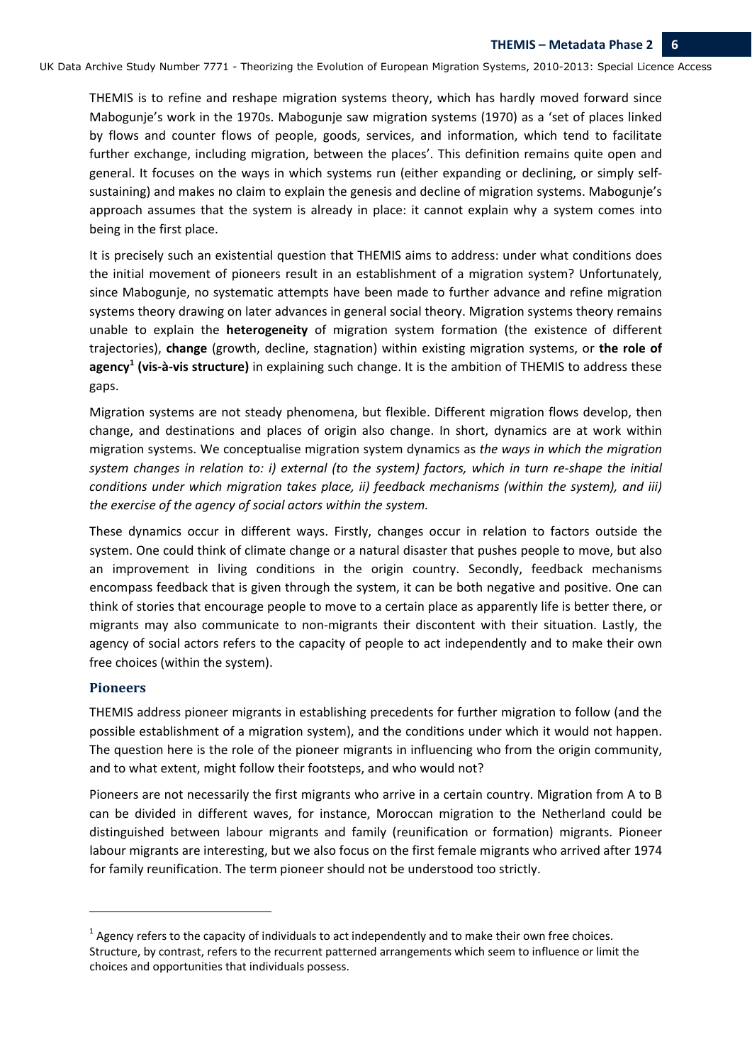THEMIS is to refine and reshape migration systems theory, which has hardly moved forward since Mabogunje's work in the 1970s. Mabogunje saw migration systems (1970) as a 'set of places linked by flows and counter flows of people, goods, services, and information, which tend to facilitate further exchange, including migration, between the places'. This definition remains quite open and general. It focuses on the ways in which systems run (either expanding or declining, or simply self-sustaining) and makes no claim to explain the genesis and decline of migration systems. Mabogunje's approach assumes that the system is already in place: it cannot explain why a system comes into being in the first place.

It is precisely such an existential question that THEMIS aims to address: under what conditions does the initial movement of pioneers result in an establishment of a migration system? Unfortunately, since Mabogunje, no systematic attempts have been made to further advance and refine migration systems theory drawing on later advances in general social theory. Migration systems theory remains unable to explain the **heterogeneity** of migration system formation (the existence of different trajectories), **change** (growth, decline, stagnation) within existing migration systems, or **the role of agency[1] (vis-à-vis structure)** in explaining such change. It is the ambition of THEMIS to address these gaps.

Migration systems are not steady phenomena, but flexible. Different migration flows develop, then change, and destinations and places of origin also change. In short, dynamics are at work within migration systems. We conceptualise migration system dynamics as *the ways in which the migration system changes in relation to: i) external (to the system) factors, which in turn re-shape the initial conditions under which migration takes place, ii) feedback mechanisms (within the system), and iii) the exercise of the agency of social actors within the system.*

These dynamics occur in different ways. Firstly, changes occur in relation to factors outside the system. One could think of climate change or a natural disaster that pushes people to move, but also an improvement in living conditions in the origin country. Secondly, feedback mechanisms encompass feedback that is given through the system, it can be both negative and positive. One can think of stories that encourage people to move to a certain place as apparently life is better there, or migrants may also communicate to non-migrants their discontent with their situation. Lastly, the agency of social actors refers to the capacity of people to act independently and to make their own free choices (within the system).

### Pioneers

THEMIS address pioneer migrants in establishing precedents for further migration to follow (and the possible establishment of a migration system), and the conditions under which it would not happen. The question here is the role of the pioneer migrants in influencing who from the origin community, and to what extent, might follow their footsteps, and who would not?

Pioneers are not necessarily the first migrants who arrive in a certain country. Migration from A to B can be divided in different waves, for instance, Moroccan migration to the Netherland could be distinguished between labour migrants and family (reunification or formation) migrants. Pioneer labour migrants are interesting, but we also focus on the first female migrants who arrived after 1974 for family reunification. The term pioneer should not be understood too strictly.

---

[1] Agency refers to the capacity of individuals to act independently and to make their own free choices. Structure, by contrast, refers to the recurrent patterned arrangements which seem to influence or limit the choices and opportunities that individuals possess.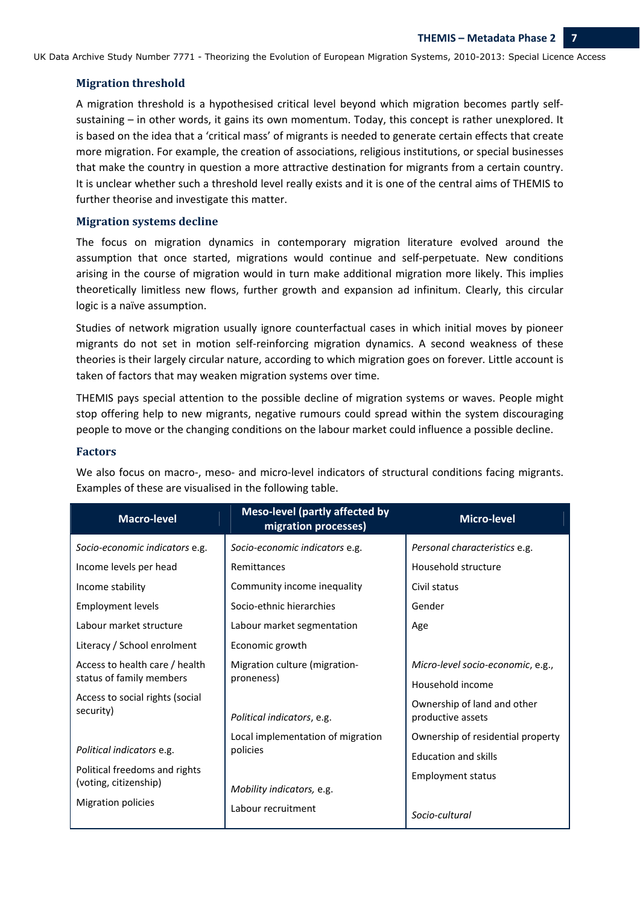### Migration threshold

A migration threshold is a hypothesised critical level beyond which migration becomes partly self-sustaining – in other words, it gains its own momentum. Today, this concept is rather unexplored. It is based on the idea that a 'critical mass' of migrants is needed to generate certain effects that create more migration. For example, the creation of associations, religious institutions, or special businesses that make the country in question a more attractive destination for migrants from a certain country. It is unclear whether such a threshold level really exists and it is one of the central aims of THEMIS to further theorise and investigate this matter.

### Migration systems decline

The focus on migration dynamics in contemporary migration literature evolved around the assumption that once started, migrations would continue and self-perpetuate. New conditions arising in the course of migration would in turn make additional migration more likely. This implies theoretically limitless new flows, further growth and expansion ad infinitum. Clearly, this circular logic is a naïve assumption.

Studies of network migration usually ignore counterfactual cases in which initial moves by pioneer migrants do not set in motion self-reinforcing migration dynamics. A second weakness of these theories is their largely circular nature, according to which migration goes on forever. Little account is taken of factors that may weaken migration systems over time.

THEMIS pays special attention to the possible decline of migration systems or waves. People might stop offering help to new migrants, negative rumours could spread within the system discouraging people to move or the changing conditions on the labour market could influence a possible decline.

### Factors

We also focus on macro-, meso- and micro-level indicators of structural conditions facing migrants. Examples of these are visualised in the following table.

| Macro-level | Meso-level (partly affected by migration processes) | Micro-level |
|---|---|---|
| *Socio-economic indicators* e.g. | *Socio-economic indicators* e.g. | *Personal characteristics* e.g. |
| Income levels per head | Remittances | Household structure |
| Income stability | Community income inequality | Civil status |
| Employment levels | Socio-ethnic hierarchies | Gender |
| Labour market structure | Labour market segmentation | Age |
| Literacy / School enrolment | Economic growth | |
| Access to health care / health status of family members | Migration culture (migration-proneness) | *Micro-level socio-economic*, e.g., |
| Access to social rights (social security) | | Household income |
| | *Political indicators*, e.g. | Ownership of land and other productive assets |
| *Political indicators* e.g. | Local implementation of migration policies | Ownership of residential property |
| Political freedoms and rights (voting, citizenship) | | Education and skills |
| | *Mobility indicators,* e.g. | Employment status |
| Migration policies | Labour recruitment | |
| | | *Socio-cultural* |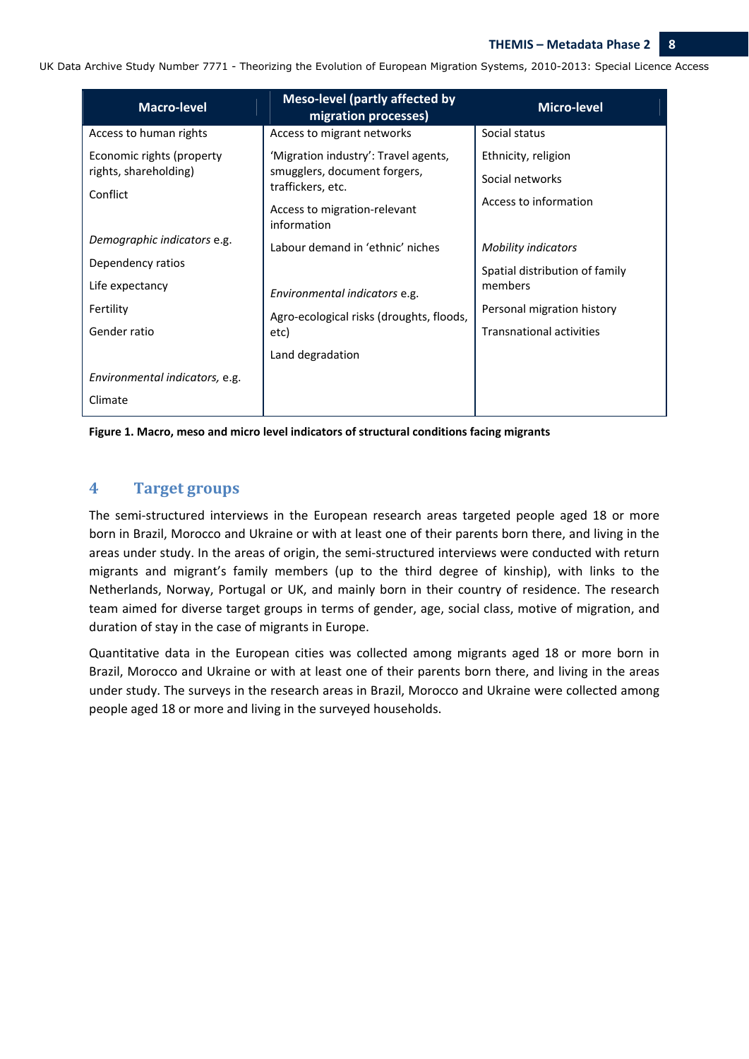| Macro-level | Meso-level (partly affected by migration processes) | Micro-level |
|---|---|---|
| Access to human rights | Access to migrant networks | Social status |
| Economic rights (property rights, shareholding) | 'Migration industry': Travel agents, smugglers, document forgers, traffickers, etc. | Ethnicity, religion |
| Conflict | Access to migration-relevant information | Social networks |
| | | Access to information |
| *Demographic indicators* e.g. | Labour demand in 'ethnic' niches | *Mobility indicators* |
| Dependency ratios | | Spatial distribution of family members |
| Life expectancy | *Environmental indicators* e.g. | Personal migration history |
| Fertility | Agro-ecological risks (droughts, floods, etc) | Transnational activities |
| Gender ratio | Land degradation | |
| *Environmental indicators,* e.g. | | |
| Climate | | |

**Figure 1. Macro, meso and micro level indicators of structural conditions facing migrants**

## 4 Target groups

The semi-structured interviews in the European research areas targeted people aged 18 or more born in Brazil, Morocco and Ukraine or with at least one of their parents born there, and living in the areas under study. In the areas of origin, the semi-structured interviews were conducted with return migrants and migrant's family members (up to the third degree of kinship), with links to the Netherlands, Norway, Portugal or UK, and mainly born in their country of residence. The research team aimed for diverse target groups in terms of gender, age, social class, motive of migration, and duration of stay in the case of migrants in Europe.

Quantitative data in the European cities was collected among migrants aged 18 or more born in Brazil, Morocco and Ukraine or with at least one of their parents born there, and living in the areas under study. The surveys in the research areas in Brazil, Morocco and Ukraine were collected among people aged 18 or more and living in the surveyed households.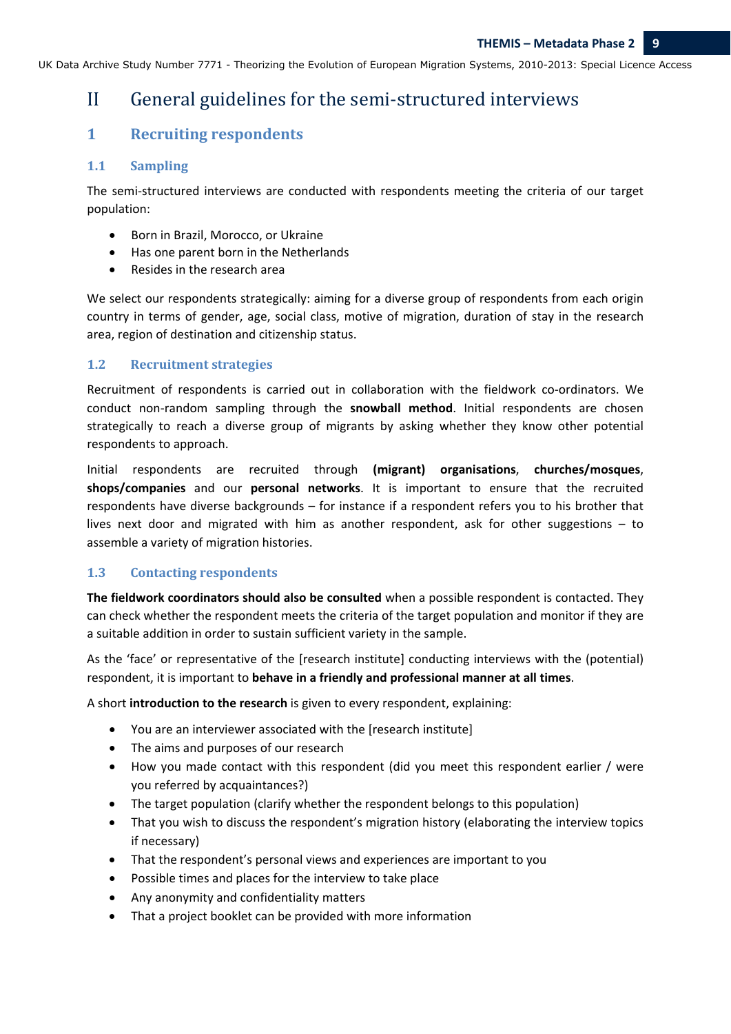# II General guidelines for the semi-structured interviews

## 1 Recruiting respondents

### 1.1 Sampling

The semi-structured interviews are conducted with respondents meeting the criteria of our target population:

- Born in Brazil, Morocco, or Ukraine
- Has one parent born in the Netherlands
- Resides in the research area

We select our respondents strategically: aiming for a diverse group of respondents from each origin country in terms of gender, age, social class, motive of migration, duration of stay in the research area, region of destination and citizenship status.

### 1.2 Recruitment strategies

Recruitment of respondents is carried out in collaboration with the fieldwork co-ordinators. We conduct non-random sampling through the **snowball method**. Initial respondents are chosen strategically to reach a diverse group of migrants by asking whether they know other potential respondents to approach.

Initial respondents are recruited through **(migrant) organisations**, **churches/mosques**, **shops/companies** and our **personal networks**. It is important to ensure that the recruited respondents have diverse backgrounds – for instance if a respondent refers you to his brother that lives next door and migrated with him as another respondent, ask for other suggestions – to assemble a variety of migration histories.

### 1.3 Contacting respondents

**The fieldwork coordinators should also be consulted** when a possible respondent is contacted. They can check whether the respondent meets the criteria of the target population and monitor if they are a suitable addition in order to sustain sufficient variety in the sample.

As the 'face' or representative of the [research institute] conducting interviews with the (potential) respondent, it is important to **behave in a friendly and professional manner at all times**.

A short **introduction to the research** is given to every respondent, explaining:

- You are an interviewer associated with the [research institute]
- The aims and purposes of our research
- How you made contact with this respondent (did you meet this respondent earlier / were you referred by acquaintances?)
- The target population (clarify whether the respondent belongs to this population)
- That you wish to discuss the respondent's migration history (elaborating the interview topics if necessary)
- That the respondent's personal views and experiences are important to you
- Possible times and places for the interview to take place
- Any anonymity and confidentiality matters
- That a project booklet can be provided with more information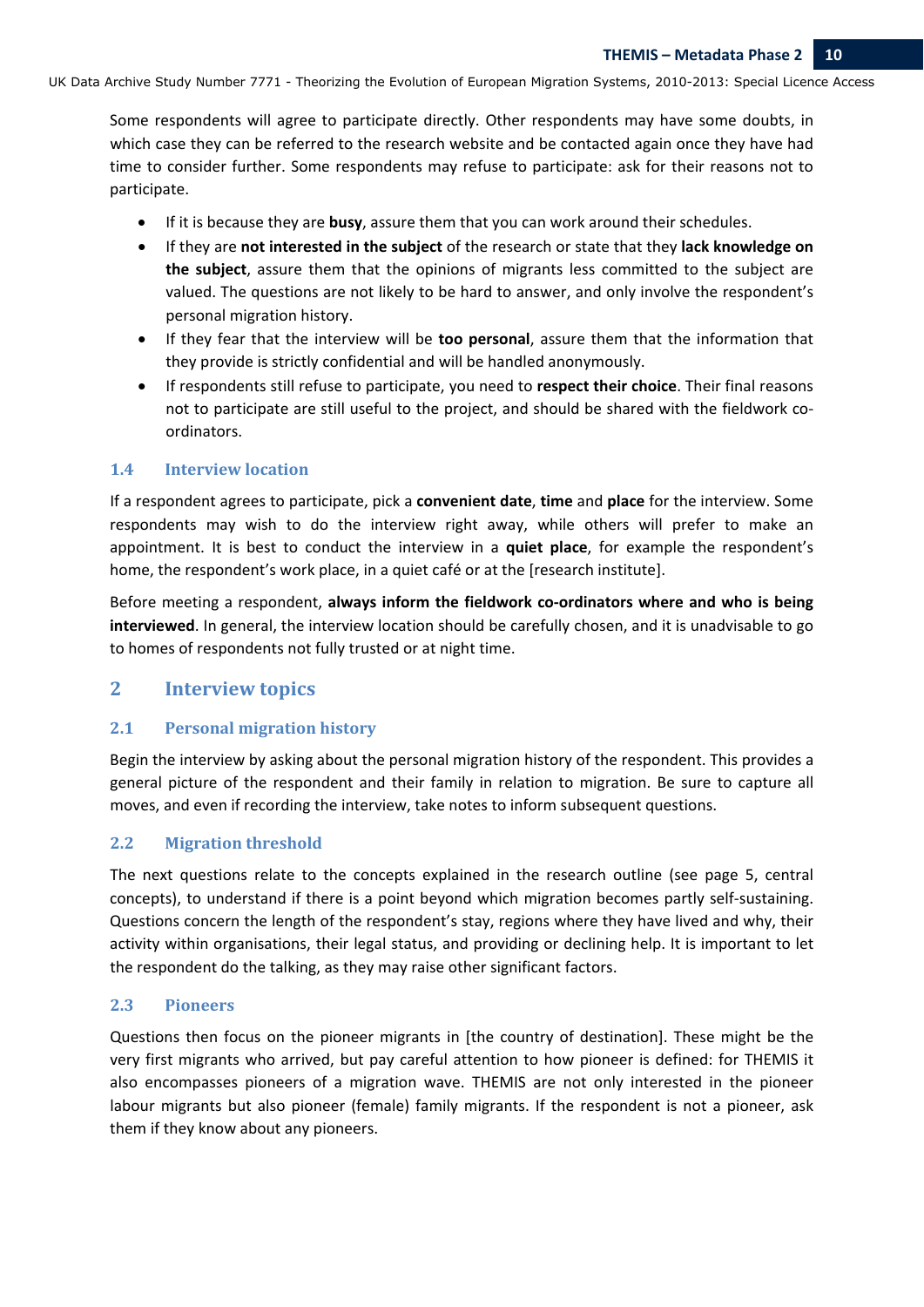Some respondents will agree to participate directly. Other respondents may have some doubts, in which case they can be referred to the research website and be contacted again once they have had time to consider further. Some respondents may refuse to participate: ask for their reasons not to participate.

- If it is because they are **busy**, assure them that you can work around their schedules.
- If they are **not interested in the subject** of the research or state that they **lack knowledge on the subject**, assure them that the opinions of migrants less committed to the subject are valued. The questions are not likely to be hard to answer, and only involve the respondent's personal migration history.
- If they fear that the interview will be **too personal**, assure them that the information that they provide is strictly confidential and will be handled anonymously.
- If respondents still refuse to participate, you need to **respect their choice**. Their final reasons not to participate are still useful to the project, and should be shared with the fieldwork co-ordinators.

### 1.4 Interview location

If a respondent agrees to participate, pick a **convenient date**, **time** and **place** for the interview. Some respondents may wish to do the interview right away, while others will prefer to make an appointment. It is best to conduct the interview in a **quiet place**, for example the respondent's home, the respondent's work place, in a quiet café or at the [research institute].

Before meeting a respondent, **always inform the fieldwork co-ordinators where and who is being interviewed**. In general, the interview location should be carefully chosen, and it is unadvisable to go to homes of respondents not fully trusted or at night time.

## 2 Interview topics

### 2.1 Personal migration history

Begin the interview by asking about the personal migration history of the respondent. This provides a general picture of the respondent and their family in relation to migration. Be sure to capture all moves, and even if recording the interview, take notes to inform subsequent questions.

### 2.2 Migration threshold

The next questions relate to the concepts explained in the research outline (see page 5, central concepts), to understand if there is a point beyond which migration becomes partly self-sustaining. Questions concern the length of the respondent's stay, regions where they have lived and why, their activity within organisations, their legal status, and providing or declining help. It is important to let the respondent do the talking, as they may raise other significant factors.

### 2.3 Pioneers

Questions then focus on the pioneer migrants in [the country of destination]. These might be the very first migrants who arrived, but pay careful attention to how pioneer is defined: for THEMIS it also encompasses pioneers of a migration wave. THEMIS are not only interested in the pioneer labour migrants but also pioneer (female) family migrants. If the respondent is not a pioneer, ask them if they know about any pioneers.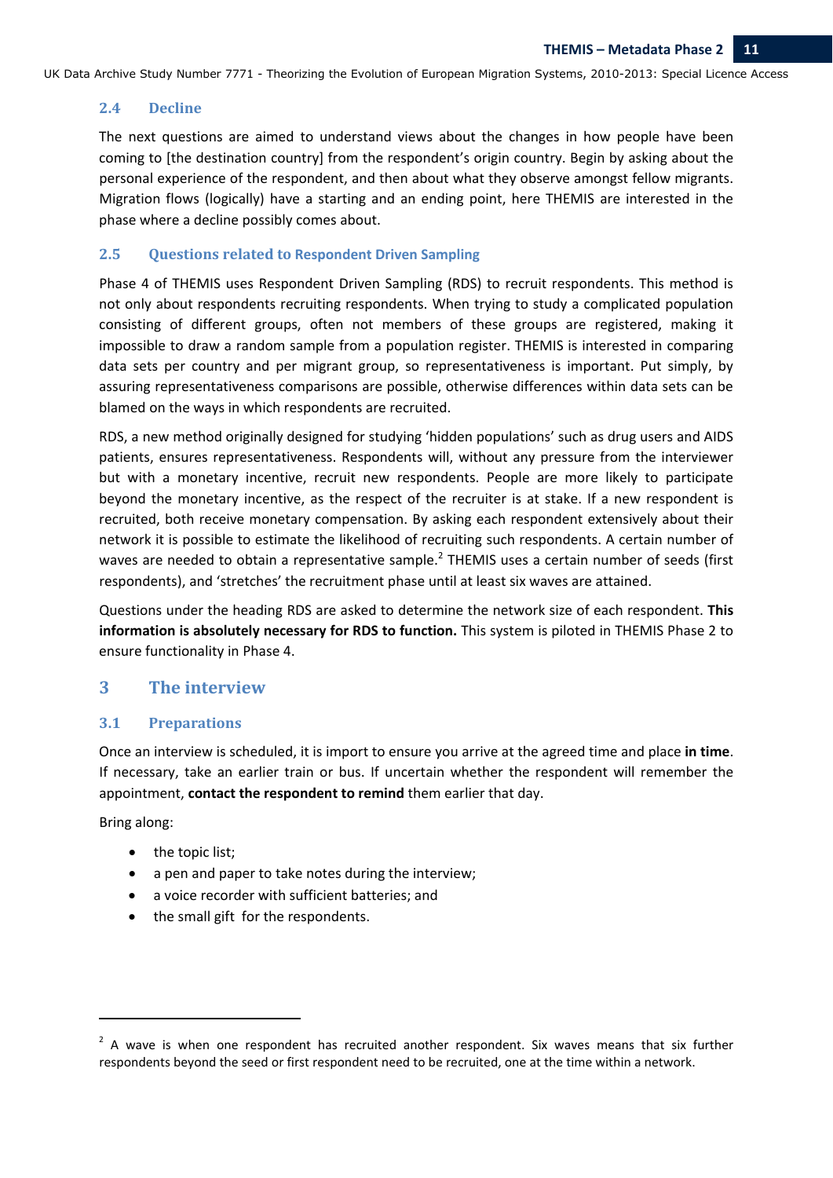## 2.4 Decline

The next questions are aimed to understand views about the changes in how people have been coming to [the destination country] from the respondent's origin country. Begin by asking about the personal experience of the respondent, and then about what they observe amongst fellow migrants. Migration flows (logically) have a starting and an ending point, here THEMIS are interested in the phase where a decline possibly comes about.

## 2.5 Questions related to Respondent Driven Sampling

Phase 4 of THEMIS uses Respondent Driven Sampling (RDS) to recruit respondents. This method is not only about respondents recruiting respondents. When trying to study a complicated population consisting of different groups, often not members of these groups are registered, making it impossible to draw a random sample from a population register. THEMIS is interested in comparing data sets per country and per migrant group, so representativeness is important. Put simply, by assuring representativeness comparisons are possible, otherwise differences within data sets can be blamed on the ways in which respondents are recruited.

RDS, a new method originally designed for studying 'hidden populations' such as drug users and AIDS patients, ensures representativeness. Respondents will, without any pressure from the interviewer but with a monetary incentive, recruit new respondents. People are more likely to participate beyond the monetary incentive, as the respect of the recruiter is at stake. If a new respondent is recruited, both receive monetary compensation. By asking each respondent extensively about their network it is possible to estimate the likelihood of recruiting such respondents. A certain number of waves are needed to obtain a representative sample.[2] THEMIS uses a certain number of seeds (first respondents), and 'stretches' the recruitment phase until at least six waves are attained.

Questions under the heading RDS are asked to determine the network size of each respondent. **This information is absolutely necessary for RDS to function.** This system is piloted in THEMIS Phase 2 to ensure functionality in Phase 4.

# 3 The interview

## 3.1 Preparations

Once an interview is scheduled, it is import to ensure you arrive at the agreed time and place **in time**. If necessary, take an earlier train or bus. If uncertain whether the respondent will remember the appointment, **contact the respondent to remind** them earlier that day.

Bring along:

- the topic list;
- a pen and paper to take notes during the interview;
- a voice recorder with sufficient batteries; and
- the small gift for the respondents.

---

[2] A wave is when one respondent has recruited another respondent. Six waves means that six further respondents beyond the seed or first respondent need to be recruited, one at the time within a network.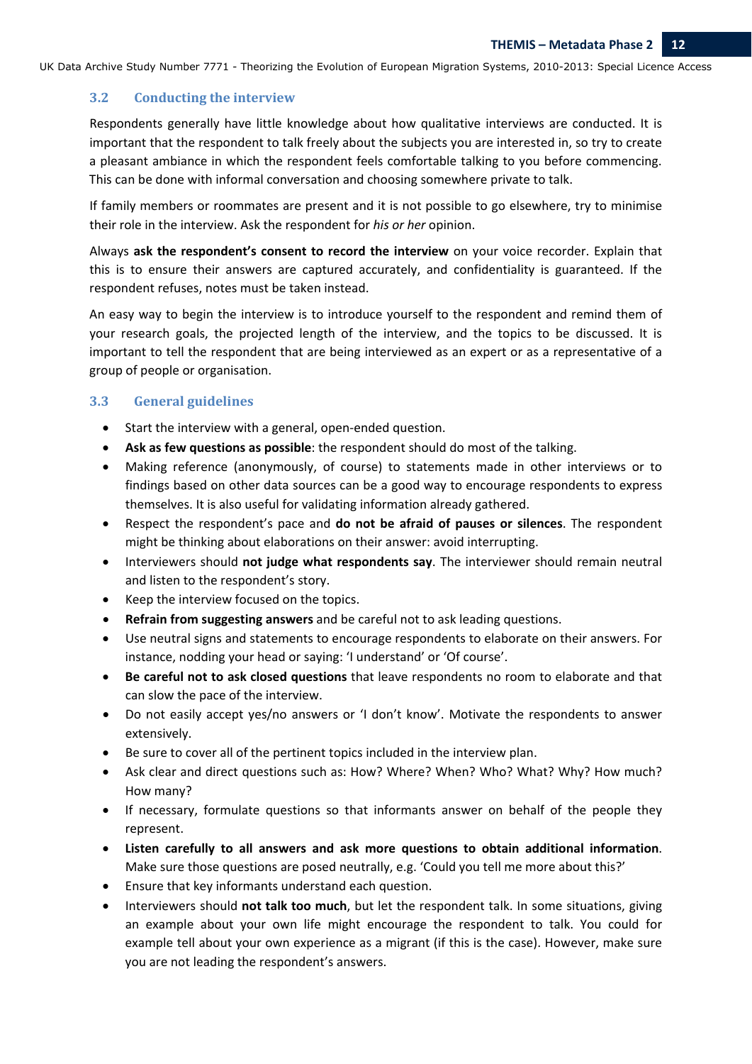### 3.2 Conducting the interview

Respondents generally have little knowledge about how qualitative interviews are conducted. It is important that the respondent to talk freely about the subjects you are interested in, so try to create a pleasant ambiance in which the respondent feels comfortable talking to you before commencing. This can be done with informal conversation and choosing somewhere private to talk.

If family members or roommates are present and it is not possible to go elsewhere, try to minimise their role in the interview. Ask the respondent for *his or her* opinion.

Always **ask the respondent's consent to record the interview** on your voice recorder. Explain that this is to ensure their answers are captured accurately, and confidentiality is guaranteed. If the respondent refuses, notes must be taken instead.

An easy way to begin the interview is to introduce yourself to the respondent and remind them of your research goals, the projected length of the interview, and the topics to be discussed. It is important to tell the respondent that are being interviewed as an expert or as a representative of a group of people or organisation.

### 3.3 General guidelines

- Start the interview with a general, open-ended question.
- **Ask as few questions as possible**: the respondent should do most of the talking.
- Making reference (anonymously, of course) to statements made in other interviews or to findings based on other data sources can be a good way to encourage respondents to express themselves. It is also useful for validating information already gathered.
- Respect the respondent's pace and **do not be afraid of pauses or silences**. The respondent might be thinking about elaborations on their answer: avoid interrupting.
- Interviewers should **not judge what respondents say**. The interviewer should remain neutral and listen to the respondent's story.
- Keep the interview focused on the topics.
- **Refrain from suggesting answers** and be careful not to ask leading questions.
- Use neutral signs and statements to encourage respondents to elaborate on their answers. For instance, nodding your head or saying: 'I understand' or 'Of course'.
- **Be careful not to ask closed questions** that leave respondents no room to elaborate and that can slow the pace of the interview.
- Do not easily accept yes/no answers or 'I don't know'. Motivate the respondents to answer extensively.
- Be sure to cover all of the pertinent topics included in the interview plan.
- Ask clear and direct questions such as: How? Where? When? Who? What? Why? How much? How many?
- If necessary, formulate questions so that informants answer on behalf of the people they represent.
- **Listen carefully to all answers and ask more questions to obtain additional information**. Make sure those questions are posed neutrally, e.g. 'Could you tell me more about this?'
- Ensure that key informants understand each question.
- Interviewers should **not talk too much**, but let the respondent talk. In some situations, giving an example about your own life might encourage the respondent to talk. You could for example tell about your own experience as a migrant (if this is the case). However, make sure you are not leading the respondent's answers.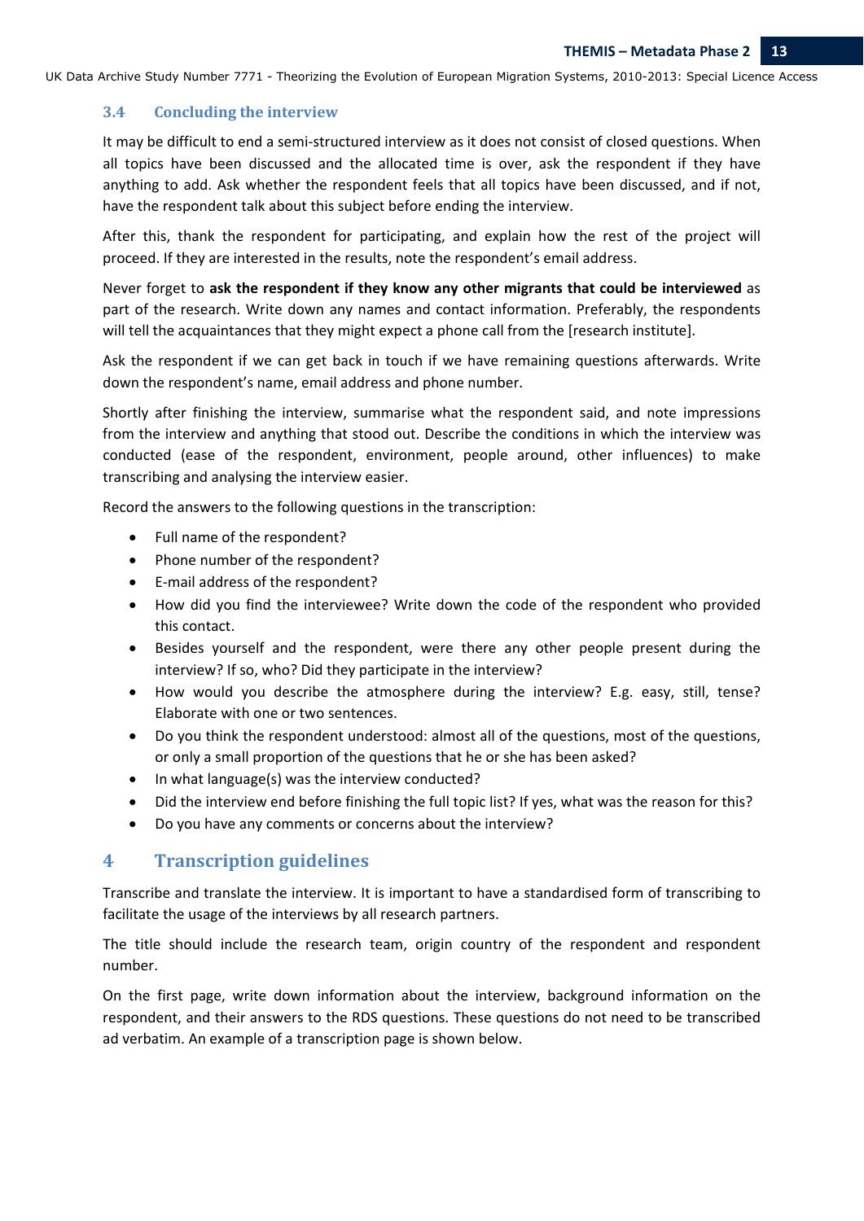### 3.4 Concluding the interview

It may be difficult to end a semi-structured interview as it does not consist of closed questions. When all topics have been discussed and the allocated time is over, ask the respondent if they have anything to add. Ask whether the respondent feels that all topics have been discussed, and if not, have the respondent talk about this subject before ending the interview.

After this, thank the respondent for participating, and explain how the rest of the project will proceed. If they are interested in the results, note the respondent's email address.

Never forget to **ask the respondent if they know any other migrants that could be interviewed** as part of the research. Write down any names and contact information. Preferably, the respondents will tell the acquaintances that they might expect a phone call from the [research institute].

Ask the respondent if we can get back in touch if we have remaining questions afterwards. Write down the respondent's name, email address and phone number.

Shortly after finishing the interview, summarise what the respondent said, and note impressions from the interview and anything that stood out. Describe the conditions in which the interview was conducted (ease of the respondent, environment, people around, other influences) to make transcribing and analysing the interview easier.

Record the answers to the following questions in the transcription:

- Full name of the respondent?
- Phone number of the respondent?
- E-mail address of the respondent?
- How did you find the interviewee? Write down the code of the respondent who provided this contact.
- Besides yourself and the respondent, were there any other people present during the interview? If so, who? Did they participate in the interview?
- How would you describe the atmosphere during the interview? E.g. easy, still, tense? Elaborate with one or two sentences.
- Do you think the respondent understood: almost all of the questions, most of the questions, or only a small proportion of the questions that he or she has been asked?
- In what language(s) was the interview conducted?
- Did the interview end before finishing the full topic list? If yes, what was the reason for this?
- Do you have any comments or concerns about the interview?

## 4 Transcription guidelines

Transcribe and translate the interview. It is important to have a standardised form of transcribing to facilitate the usage of the interviews by all research partners.

The title should include the research team, origin country of the respondent and respondent number.

On the first page, write down information about the interview, background information on the respondent, and their answers to the RDS questions. These questions do not need to be transcribed ad verbatim. An example of a transcription page is shown below.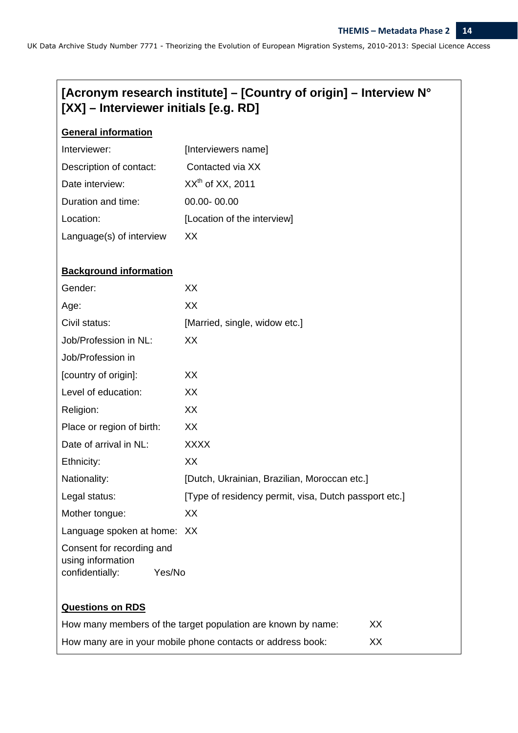## [Acronym research institute] – [Country of origin] – Interview N° [XX] – Interviewer initials [e.g. RD]

**General information**

| | |
|---|---|
| Interviewer: | [Interviewers name] |
| Description of contact: | Contacted via XX |
| Date interview: | XX[th] of XX, 2011 |
| Duration and time: | 00.00- 00.00 |
| Location: | [Location of the interview] |
| Language(s) of interview | XX |

**Background information**

| | |
|---|---|
| Gender: | XX |
| Age: | XX |
| Civil status: | [Married, single, widow etc.] |
| Job/Profession in NL: | XX |
| Job/Profession in [country of origin]: | XX |
| Level of education: | XX |
| Religion: | XX |
| Place or region of birth: | XX |
| Date of arrival in NL: | XXXX |
| Ethnicity: | XX |
| Nationality: | [Dutch, Ukrainian, Brazilian, Moroccan etc.] |
| Legal status: | [Type of residency permit, visa, Dutch passport etc.] |
| Mother tongue: | XX |
| Language spoken at home: | XX |
| Consent for recording and using information confidentially: | Yes/No |

**Questions on RDS**

| | |
|---|---|
| How many members of the target population are known by name: | XX |
| How many are in your mobile phone contacts or address book: | XX |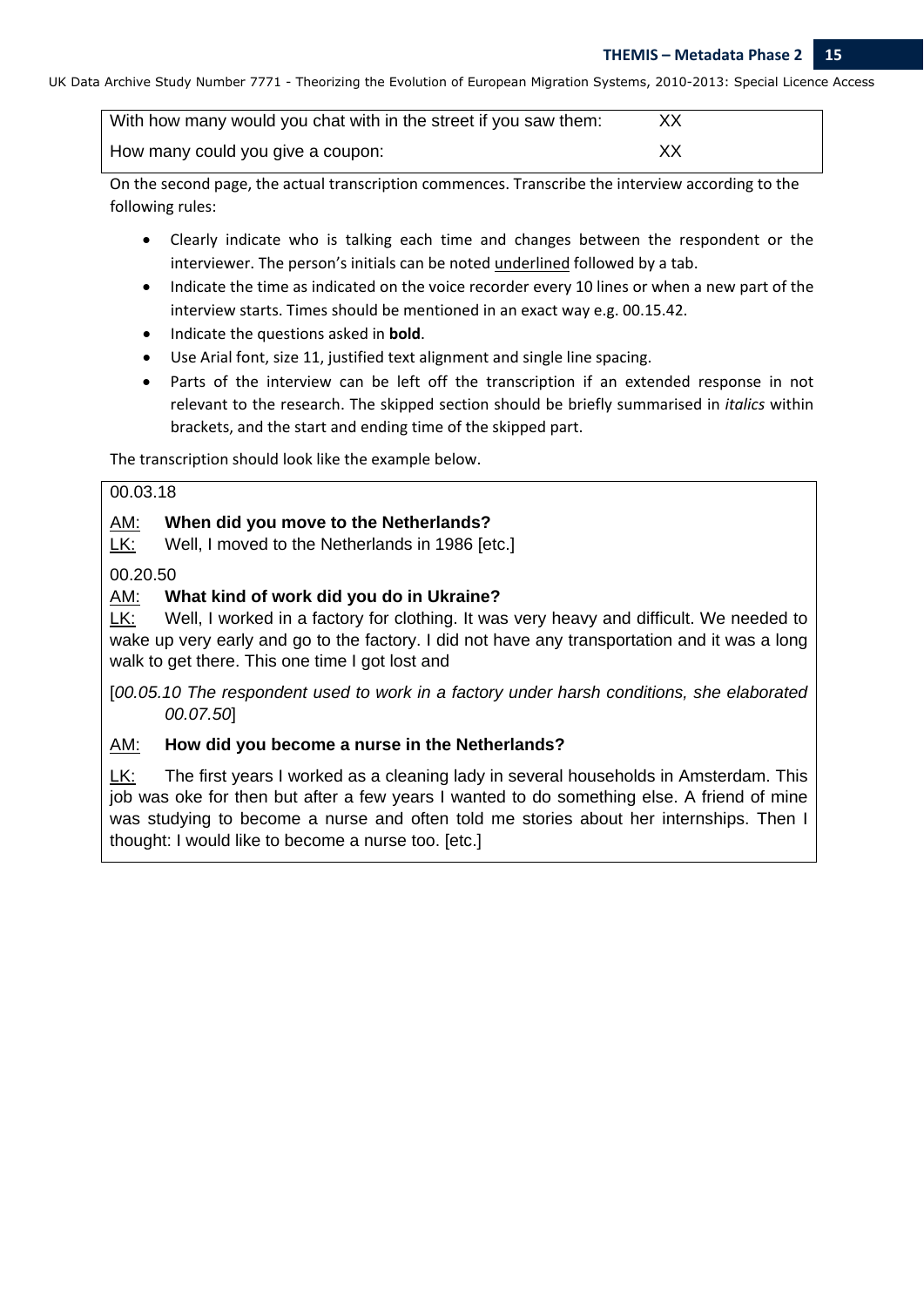| With how many would you chat with in the street if you saw them: | XX |
|---|---|
| How many could you give a coupon: | XX |

On the second page, the actual transcription commences. Transcribe the interview according to the following rules:

- Clearly indicate who is talking each time and changes between the respondent or the interviewer. The person's initials can be noted <u>underlined</u> followed by a tab.
- Indicate the time as indicated on the voice recorder every 10 lines or when a new part of the interview starts. Times should be mentioned in an exact way e.g. 00.15.42.
- Indicate the questions asked in **bold**.
- Use Arial font, size 11, justified text alignment and single line spacing.
- Parts of the interview can be left off the transcription if an extended response in not relevant to the research. The skipped section should be briefly summarised in *italics* within brackets, and the start and ending time of the skipped part.

The transcription should look like the example below.

00.03.18

<u>AM:</u> **When did you move to the Netherlands?**
<u>LK:</u> Well, I moved to the Netherlands in 1986 [etc.]

00.20.50

<u>AM:</u> **What kind of work did you do in Ukraine?**
<u>LK:</u> Well, I worked in a factory for clothing. It was very heavy and difficult. We needed to wake up very early and go to the factory. I did not have any transportation and it was a long walk to get there. This one time I got lost and

[*00.05.10 The respondent used to work in a factory under harsh conditions, she elaborated 00.07.50*]

<u>AM:</u> **How did you become a nurse in the Netherlands?**

<u>LK:</u> The first years I worked as a cleaning lady in several households in Amsterdam. This job was oke for then but after a few years I wanted to do something else. A friend of mine was studying to become a nurse and often told me stories about her internships. Then I thought: I would like to become a nurse too. [etc.]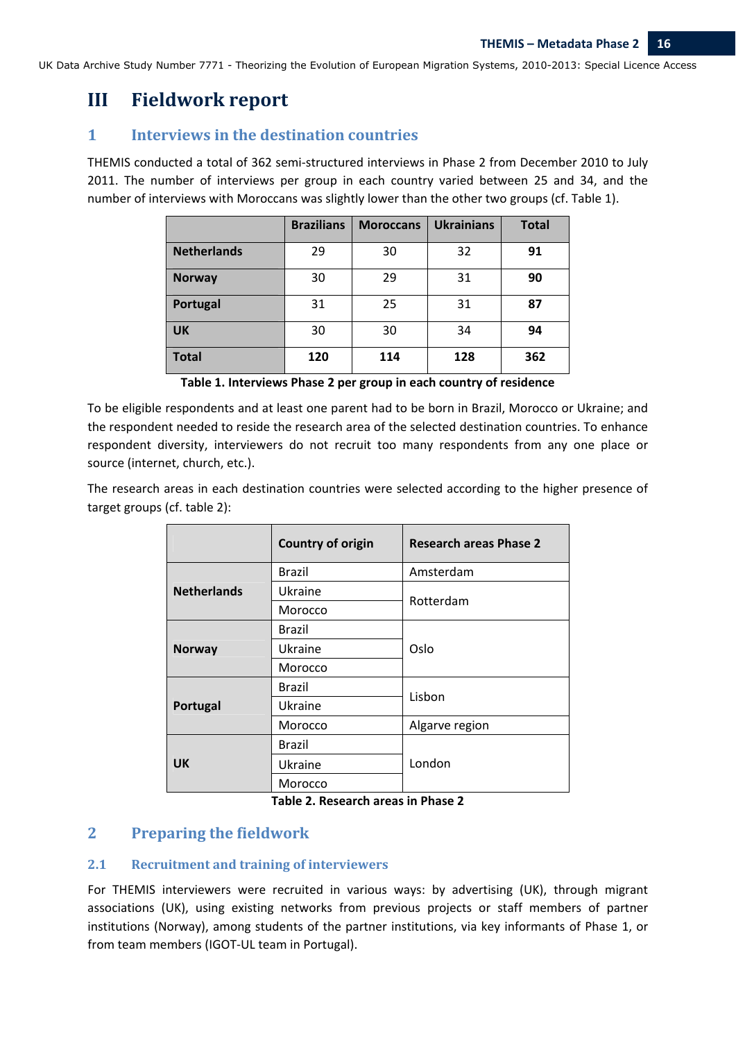# III Fieldwork report

## 1 Interviews in the destination countries

THEMIS conducted a total of 362 semi-structured interviews in Phase 2 from December 2010 to July 2011. The number of interviews per group in each country varied between 25 and 34, and the number of interviews with Moroccans was slightly lower than the other two groups (cf. Table 1).

| | Brazilians | Moroccans | Ukrainians | Total |
|---|---|---|---|---|
| **Netherlands** | 29 | 30 | 32 | **91** |
| **Norway** | 30 | 29 | 31 | **90** |
| **Portugal** | 31 | 25 | 31 | **87** |
| **UK** | 30 | 30 | 34 | **94** |
| **Total** | **120** | **114** | **128** | **362** |

**Table 1. Interviews Phase 2 per group in each country of residence**

To be eligible respondents and at least one parent had to be born in Brazil, Morocco or Ukraine; and the respondent needed to reside the research area of the selected destination countries. To enhance respondent diversity, interviewers do not recruit too many respondents from any one place or source (internet, church, etc.).

The research areas in each destination countries were selected according to the higher presence of target groups (cf. table 2):

| | Country of origin | Research areas Phase 2 |
|---|---|---|
| **Netherlands** | Brazil | Amsterdam |
| | Ukraine | Rotterdam |
| | Morocco | |
| **Norway** | Brazil | Oslo |
| | Ukraine | |
| | Morocco | |
| **Portugal** | Brazil | Lisbon |
| | Ukraine | |
| | Morocco | Algarve region |
| **UK** | Brazil | London |
| | Ukraine | |
| | Morocco | |

**Table 2. Research areas in Phase 2**

## 2 Preparing the fieldwork

### 2.1 Recruitment and training of interviewers

For THEMIS interviewers were recruited in various ways: by advertising (UK), through migrant associations (UK), using existing networks from previous projects or staff members of partner institutions (Norway), among students of the partner institutions, via key informants of Phase 1, or from team members (IGOT-UL team in Portugal).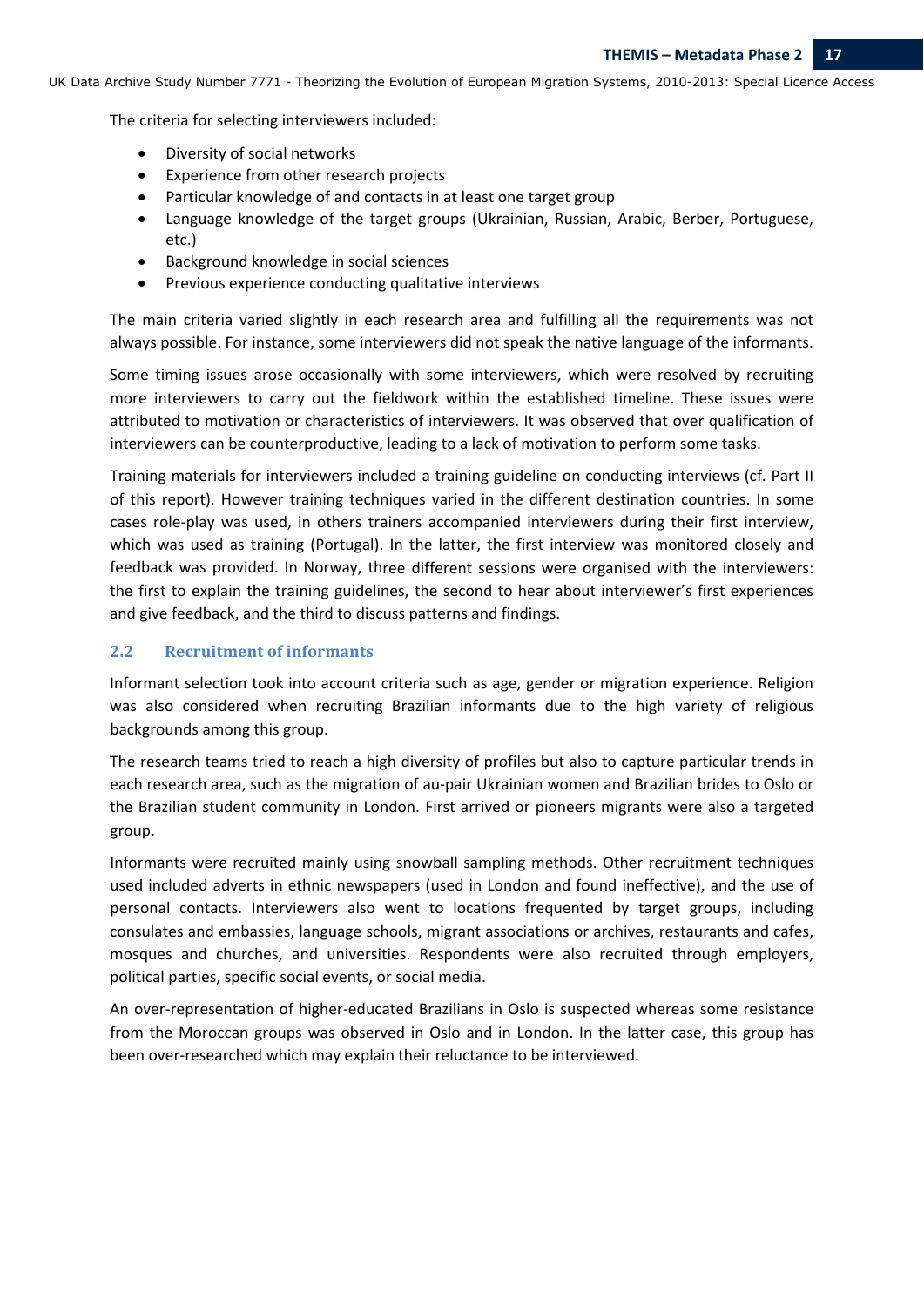The criteria for selecting interviewers included:

- Diversity of social networks
- Experience from other research projects
- Particular knowledge of and contacts in at least one target group
- Language knowledge of the target groups (Ukrainian, Russian, Arabic, Berber, Portuguese, etc.)
- Background knowledge in social sciences
- Previous experience conducting qualitative interviews

The main criteria varied slightly in each research area and fulfilling all the requirements was not always possible. For instance, some interviewers did not speak the native language of the informants.

Some timing issues arose occasionally with some interviewers, which were resolved by recruiting more interviewers to carry out the fieldwork within the established timeline. These issues were attributed to motivation or characteristics of interviewers. It was observed that over qualification of interviewers can be counterproductive, leading to a lack of motivation to perform some tasks.

Training materials for interviewers included a training guideline on conducting interviews (cf. Part II of this report). However training techniques varied in the different destination countries. In some cases role-play was used, in others trainers accompanied interviewers during their first interview, which was used as training (Portugal). In the latter, the first interview was monitored closely and feedback was provided. In Norway, three different sessions were organised with the interviewers: the first to explain the training guidelines, the second to hear about interviewer's first experiences and give feedback, and the third to discuss patterns and findings.

## 2.2 Recruitment of informants

Informant selection took into account criteria such as age, gender or migration experience. Religion was also considered when recruiting Brazilian informants due to the high variety of religious backgrounds among this group.

The research teams tried to reach a high diversity of profiles but also to capture particular trends in each research area, such as the migration of au-pair Ukrainian women and Brazilian brides to Oslo or the Brazilian student community in London. First arrived or pioneers migrants were also a targeted group.

Informants were recruited mainly using snowball sampling methods. Other recruitment techniques used included adverts in ethnic newspapers (used in London and found ineffective), and the use of personal contacts. Interviewers also went to locations frequented by target groups, including consulates and embassies, language schools, migrant associations or archives, restaurants and cafes, mosques and churches, and universities. Respondents were also recruited through employers, political parties, specific social events, or social media.

An over-representation of higher-educated Brazilians in Oslo is suspected whereas some resistance from the Moroccan groups was observed in Oslo and in London. In the latter case, this group has been over-researched which may explain their reluctance to be interviewed.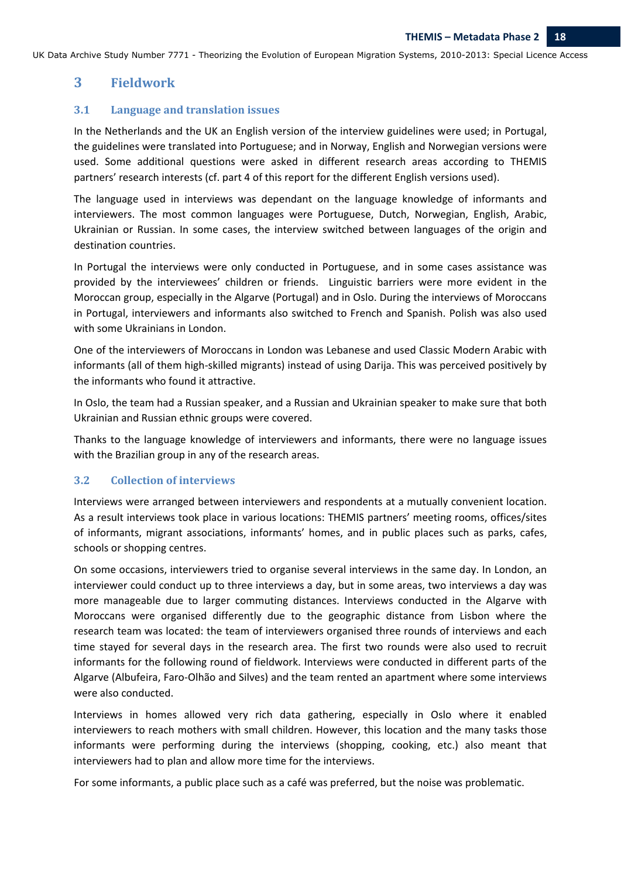# 3 Fieldwork

## 3.1 Language and translation issues

In the Netherlands and the UK an English version of the interview guidelines were used; in Portugal, the guidelines were translated into Portuguese; and in Norway, English and Norwegian versions were used. Some additional questions were asked in different research areas according to THEMIS partners' research interests (cf. part 4 of this report for the different English versions used).

The language used in interviews was dependant on the language knowledge of informants and interviewers. The most common languages were Portuguese, Dutch, Norwegian, English, Arabic, Ukrainian or Russian. In some cases, the interview switched between languages of the origin and destination countries.

In Portugal the interviews were only conducted in Portuguese, and in some cases assistance was provided by the interviewees' children or friends. Linguistic barriers were more evident in the Moroccan group, especially in the Algarve (Portugal) and in Oslo. During the interviews of Moroccans in Portugal, interviewers and informants also switched to French and Spanish. Polish was also used with some Ukrainians in London.

One of the interviewers of Moroccans in London was Lebanese and used Classic Modern Arabic with informants (all of them high-skilled migrants) instead of using Darija. This was perceived positively by the informants who found it attractive.

In Oslo, the team had a Russian speaker, and a Russian and Ukrainian speaker to make sure that both Ukrainian and Russian ethnic groups were covered.

Thanks to the language knowledge of interviewers and informants, there were no language issues with the Brazilian group in any of the research areas.

## 3.2 Collection of interviews

Interviews were arranged between interviewers and respondents at a mutually convenient location. As a result interviews took place in various locations: THEMIS partners' meeting rooms, offices/sites of informants, migrant associations, informants' homes, and in public places such as parks, cafes, schools or shopping centres.

On some occasions, interviewers tried to organise several interviews in the same day. In London, an interviewer could conduct up to three interviews a day, but in some areas, two interviews a day was more manageable due to larger commuting distances. Interviews conducted in the Algarve with Moroccans were organised differently due to the geographic distance from Lisbon where the research team was located: the team of interviewers organised three rounds of interviews and each time stayed for several days in the research area. The first two rounds were also used to recruit informants for the following round of fieldwork. Interviews were conducted in different parts of the Algarve (Albufeira, Faro-Olhão and Silves) and the team rented an apartment where some interviews were also conducted.

Interviews in homes allowed very rich data gathering, especially in Oslo where it enabled interviewers to reach mothers with small children. However, this location and the many tasks those informants were performing during the interviews (shopping, cooking, etc.) also meant that interviewers had to plan and allow more time for the interviews.

For some informants, a public place such as a café was preferred, but the noise was problematic.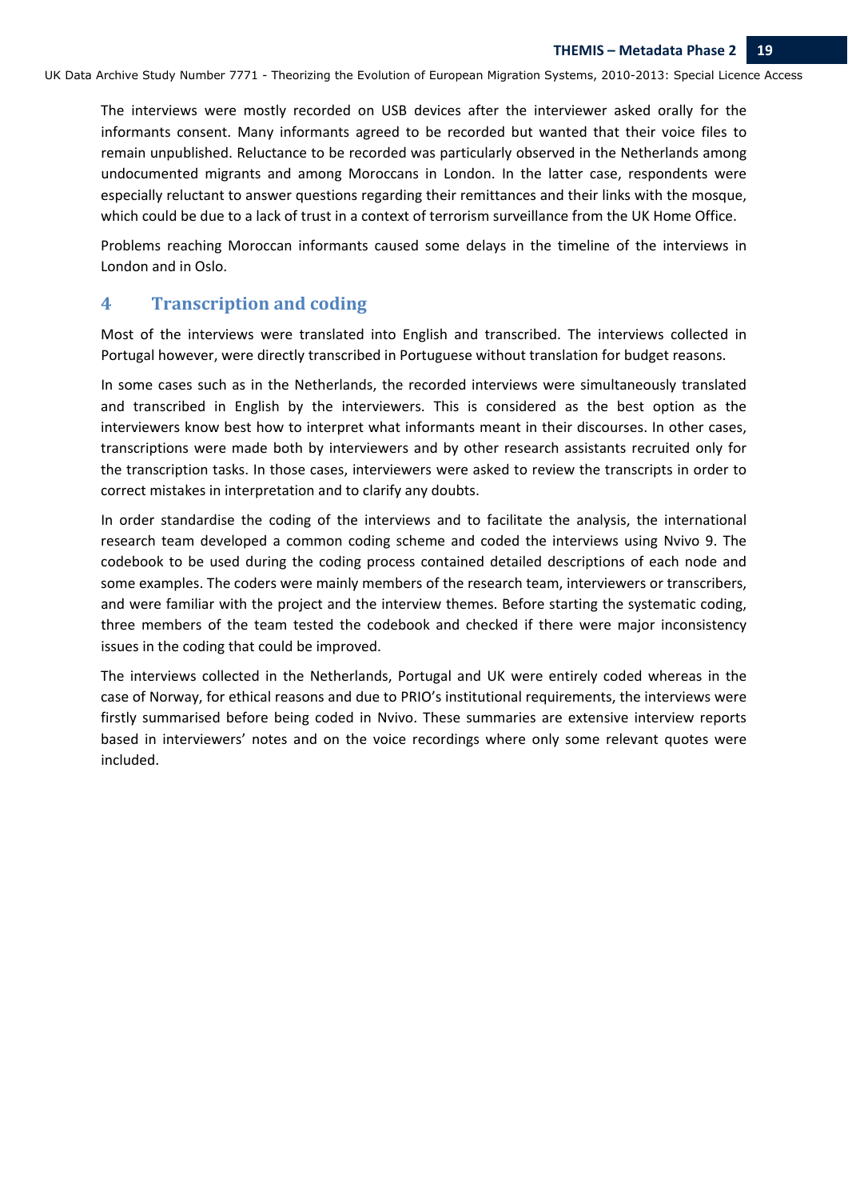The interviews were mostly recorded on USB devices after the interviewer asked orally for the informants consent. Many informants agreed to be recorded but wanted that their voice files to remain unpublished. Reluctance to be recorded was particularly observed in the Netherlands among undocumented migrants and among Moroccans in London. In the latter case, respondents were especially reluctant to answer questions regarding their remittances and their links with the mosque, which could be due to a lack of trust in a context of terrorism surveillance from the UK Home Office.

Problems reaching Moroccan informants caused some delays in the timeline of the interviews in London and in Oslo.

## 4 Transcription and coding

Most of the interviews were translated into English and transcribed. The interviews collected in Portugal however, were directly transcribed in Portuguese without translation for budget reasons.

In some cases such as in the Netherlands, the recorded interviews were simultaneously translated and transcribed in English by the interviewers. This is considered as the best option as the interviewers know best how to interpret what informants meant in their discourses. In other cases, transcriptions were made both by interviewers and by other research assistants recruited only for the transcription tasks. In those cases, interviewers were asked to review the transcripts in order to correct mistakes in interpretation and to clarify any doubts.

In order standardise the coding of the interviews and to facilitate the analysis, the international research team developed a common coding scheme and coded the interviews using Nvivo 9. The codebook to be used during the coding process contained detailed descriptions of each node and some examples. The coders were mainly members of the research team, interviewers or transcribers, and were familiar with the project and the interview themes. Before starting the systematic coding, three members of the team tested the codebook and checked if there were major inconsistency issues in the coding that could be improved.

The interviews collected in the Netherlands, Portugal and UK were entirely coded whereas in the case of Norway, for ethical reasons and due to PRIO's institutional requirements, the interviews were firstly summarised before being coded in Nvivo. These summaries are extensive interview reports based in interviewers' notes and on the voice recordings where only some relevant quotes were included.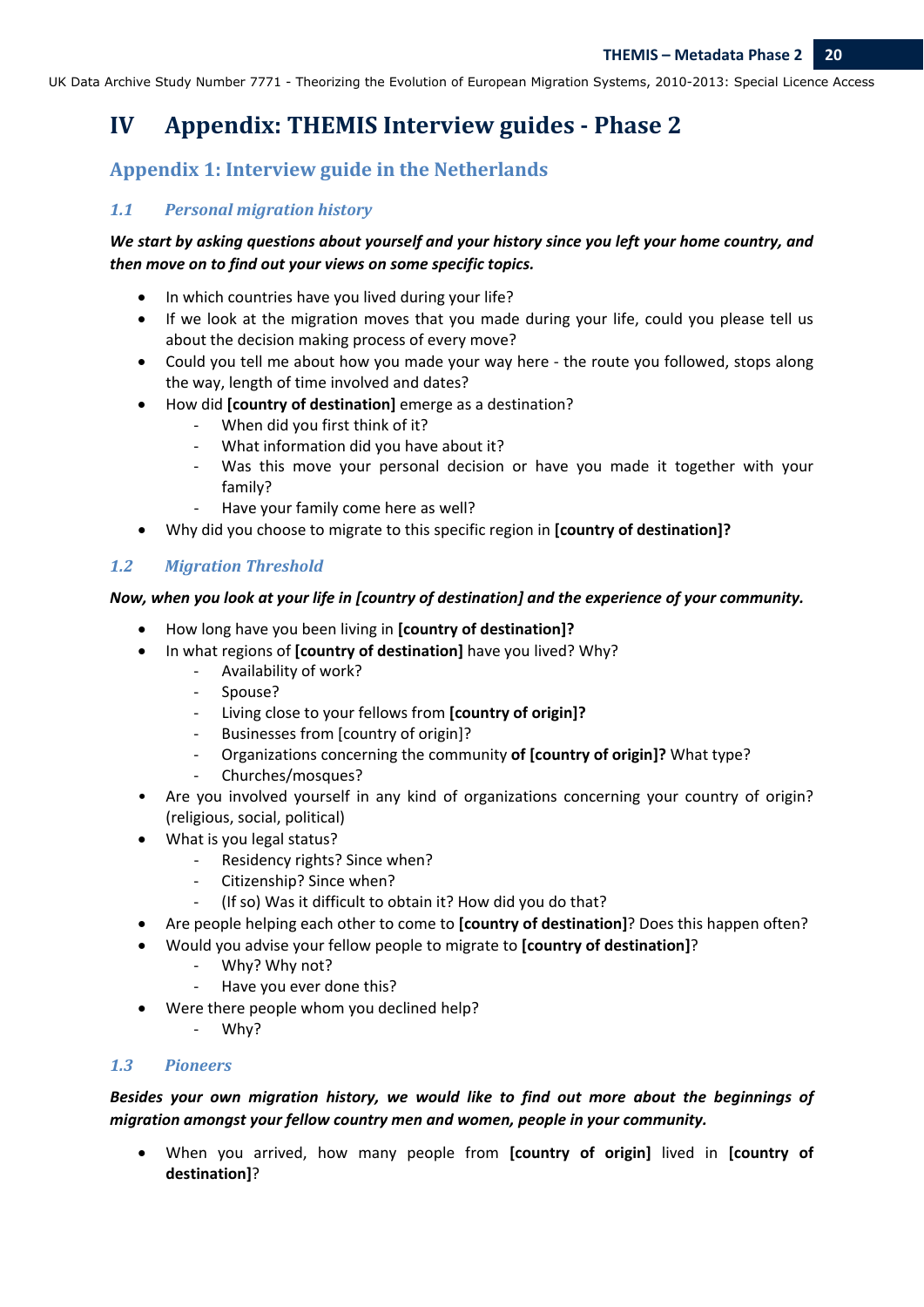# IV Appendix: THEMIS Interview guides - Phase 2

## Appendix 1: Interview guide in the Netherlands

### *1.1 Personal migration history*

***We start by asking questions about yourself and your history since you left your home country, and then move on to find out your views on some specific topics.***

- In which countries have you lived during your life?
- If we look at the migration moves that you made during your life, could you please tell us about the decision making process of every move?
- Could you tell me about how you made your way here - the route you followed, stops along the way, length of time involved and dates?
- How did **[country of destination]** emerge as a destination?
    - When did you first think of it?
    - What information did you have about it?
    - Was this move your personal decision or have you made it together with your family?
    - Have your family come here as well?
- Why did you choose to migrate to this specific region in **[country of destination]?**

### *1.2 Migration Threshold*

***Now, when you look at your life in [country of destination] and the experience of your community.***

- How long have you been living in **[country of destination]?**
- In what regions of **[country of destination]** have you lived? Why?
    - Availability of work?
    - Spouse?
    - Living close to your fellows from **[country of origin]?**
    - Businesses from [country of origin]?
    - Organizations concerning the community **of [country of origin]?** What type?
    - Churches/mosques?
- Are you involved yourself in any kind of organizations concerning your country of origin? (religious, social, political)
- What is you legal status?
    - Residency rights? Since when?
    - Citizenship? Since when?
    - (If so) Was it difficult to obtain it? How did you do that?
- Are people helping each other to come to **[country of destination]**? Does this happen often?
- Would you advise your fellow people to migrate to **[country of destination]**?
    - Why? Why not?
    - Have you ever done this?
- Were there people whom you declined help?
    - Why?

### *1.3 Pioneers*

***Besides your own migration history, we would like to find out more about the beginnings of migration amongst your fellow country men and women, people in your community.***

- When you arrived, how many people from **[country of origin]** lived in **[country of destination]**?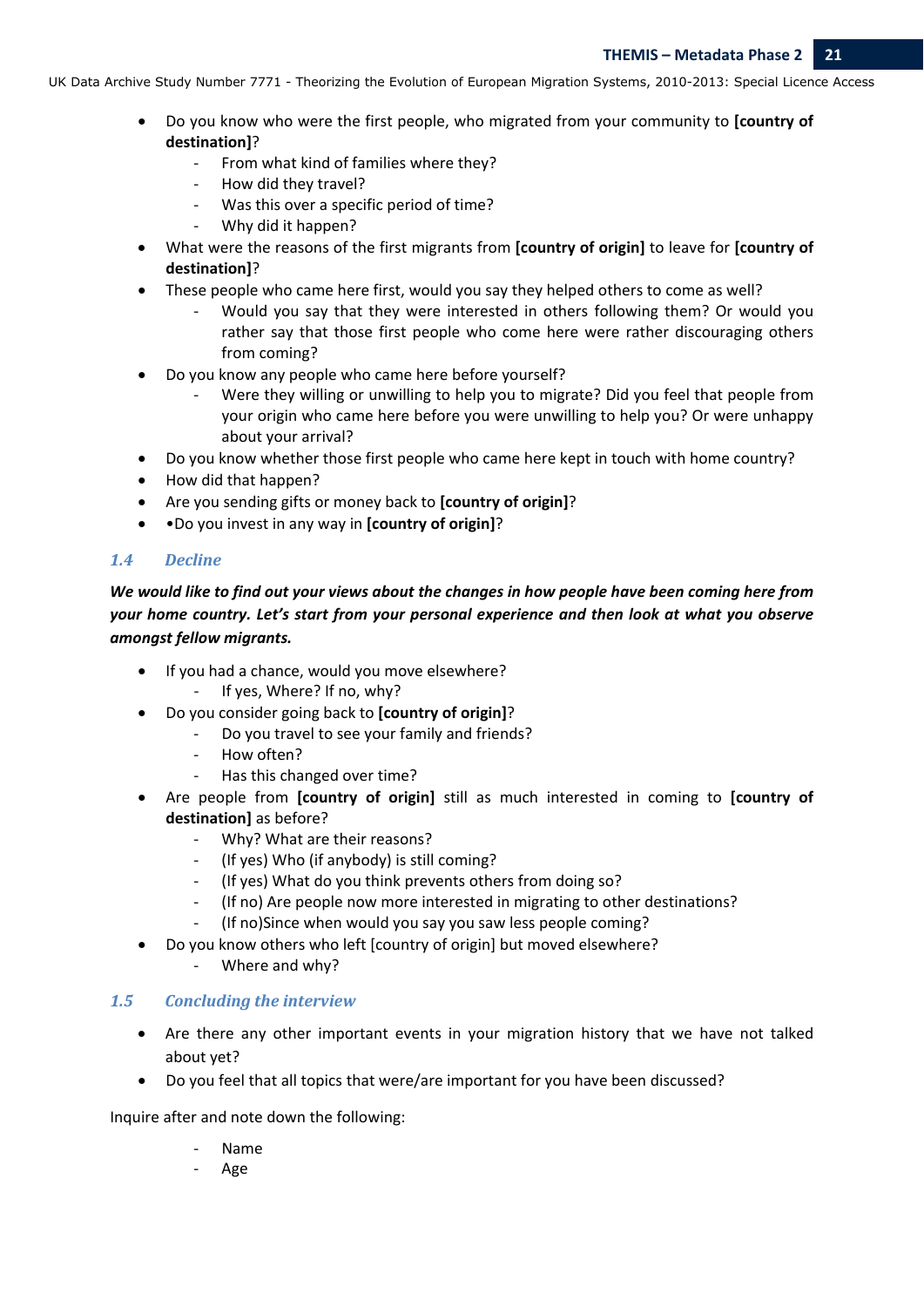- Do you know who were the first people, who migrated from your community to **[country of destination]**?
    - From what kind of families where they?
    - How did they travel?
    - Was this over a specific period of time?
    - Why did it happen?
- What were the reasons of the first migrants from **[country of origin]** to leave for **[country of destination]**?
- These people who came here first, would you say they helped others to come as well?
    - Would you say that they were interested in others following them? Or would you rather say that those first people who come here were rather discouraging others from coming?
- Do you know any people who came here before yourself?
    - Were they willing or unwilling to help you to migrate? Did you feel that people from your origin who came here before you were unwilling to help you? Or were unhappy about your arrival?
- Do you know whether those first people who came here kept in touch with home country?
- How did that happen?
- Are you sending gifts or money back to **[country of origin]**?
- •Do you invest in any way in **[country of origin]**?

### *1.4 Decline*

***We would like to find out your views about the changes in how people have been coming here from your home country. Let's start from your personal experience and then look at what you observe amongst fellow migrants.***

- If you had a chance, would you move elsewhere?
    - If yes, Where? If no, why?
- Do you consider going back to **[country of origin]**?
    - Do you travel to see your family and friends?
    - How often?
    - Has this changed over time?
- Are people from **[country of origin]** still as much interested in coming to **[country of destination]** as before?
    - Why? What are their reasons?
    - (If yes) Who (if anybody) is still coming?
    - (If yes) What do you think prevents others from doing so?
    - (If no) Are people now more interested in migrating to other destinations?
    - (If no)Since when would you say you saw less people coming?
- Do you know others who left [country of origin] but moved elsewhere?
    - Where and why?

### *1.5 Concluding the interview*

- Are there any other important events in your migration history that we have not talked about yet?
- Do you feel that all topics that were/are important for you have been discussed?

Inquire after and note down the following:

- Name
- Age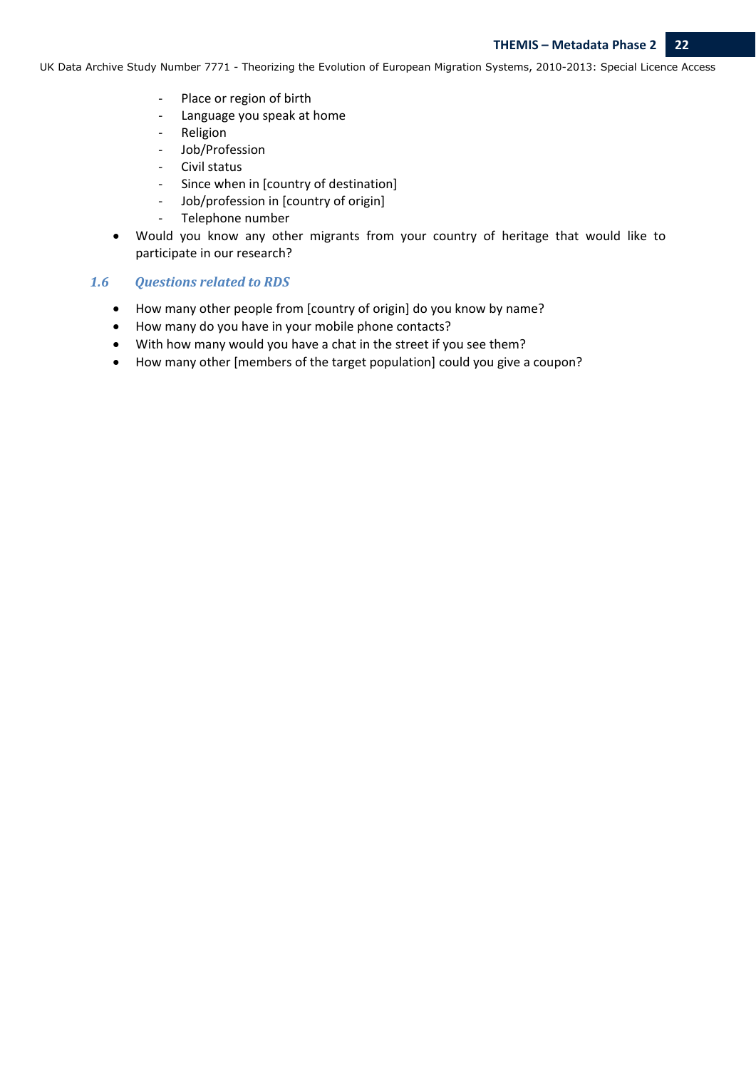- Place or region of birth
- Language you speak at home
- Religion
- Job/Profession
- Civil status
- Since when in [country of destination]
- Job/profession in [country of origin]
- Telephone number

- Would you know any other migrants from your country of heritage that would like to participate in our research?

### *1.6 Questions related to RDS*

- How many other people from [country of origin] do you know by name?
- How many do you have in your mobile phone contacts?
- With how many would you have a chat in the street if you see them?
- How many other [members of the target population] could you give a coupon?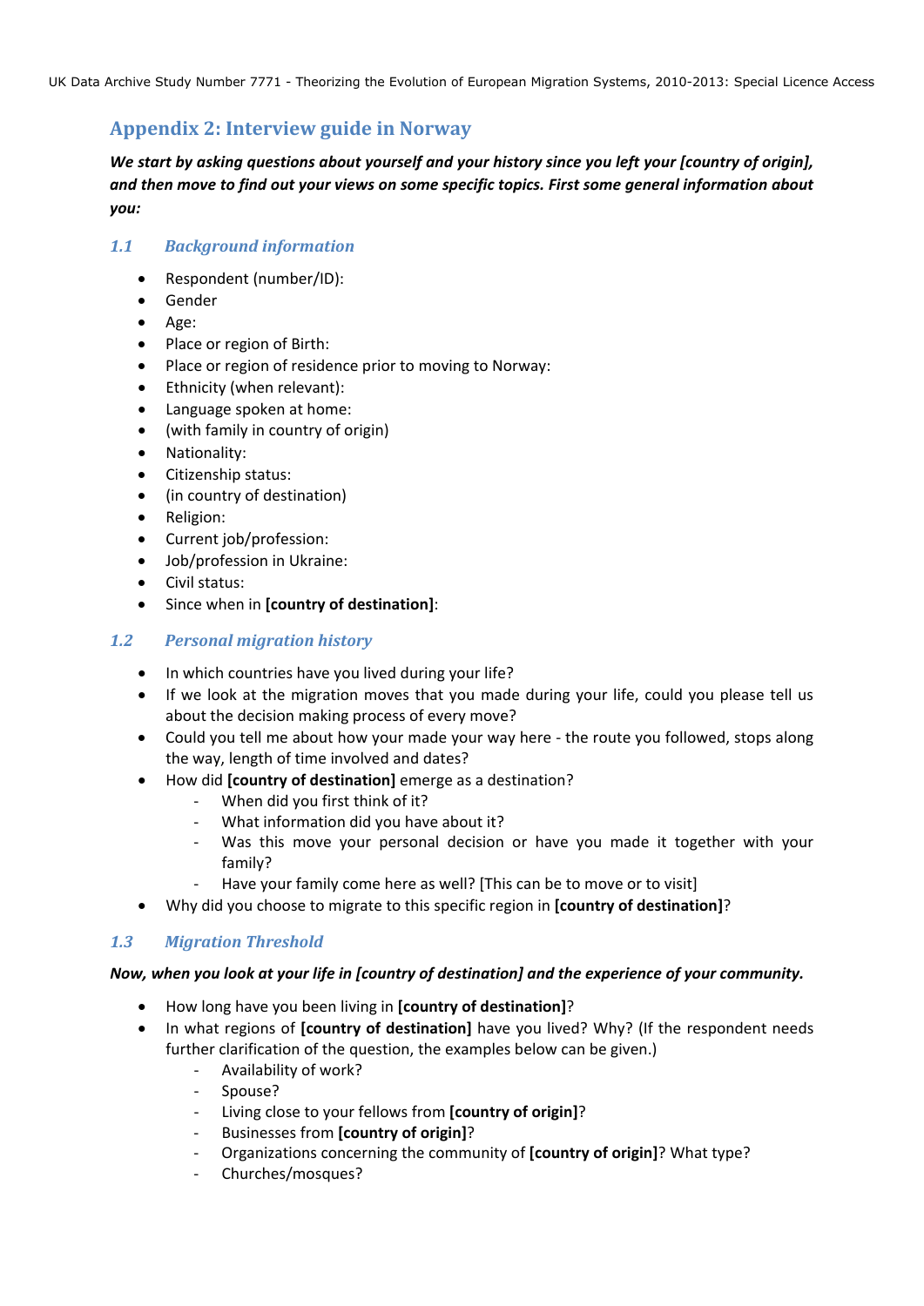## Appendix 2: Interview guide in Norway

***We start by asking questions about yourself and your history since you left your [country of origin], and then move to find out your views on some specific topics. First some general information about you:***

### 1.1 Background information

- Respondent (number/ID):
- Gender
- Age:
- Place or region of Birth:
- Place or region of residence prior to moving to Norway:
- Ethnicity (when relevant):
- Language spoken at home:
- (with family in country of origin)
- Nationality:
- Citizenship status:
- (in country of destination)
- Religion:
- Current job/profession:
- Job/profession in Ukraine:
- Civil status:
- Since when in **[country of destination]**:

### 1.2 Personal migration history

- In which countries have you lived during your life?
- If we look at the migration moves that you made during your life, could you please tell us about the decision making process of every move?
- Could you tell me about how your made your way here - the route you followed, stops along the way, length of time involved and dates?
- How did **[country of destination]** emerge as a destination?
  - When did you first think of it?
  - What information did you have about it?
  - Was this move your personal decision or have you made it together with your family?
  - Have your family come here as well? [This can be to move or to visit]
- Why did you choose to migrate to this specific region in **[country of destination]**?

### 1.3 Migration Threshold

***Now, when you look at your life in [country of destination] and the experience of your community.***

- How long have you been living in **[country of destination]**?
- In what regions of **[country of destination]** have you lived? Why? (If the respondent needs further clarification of the question, the examples below can be given.)
  - Availability of work?
  - Spouse?
  - Living close to your fellows from **[country of origin]**?
  - Businesses from **[country of origin]**?
  - Organizations concerning the community of **[country of origin]**? What type?
  - Churches/mosques?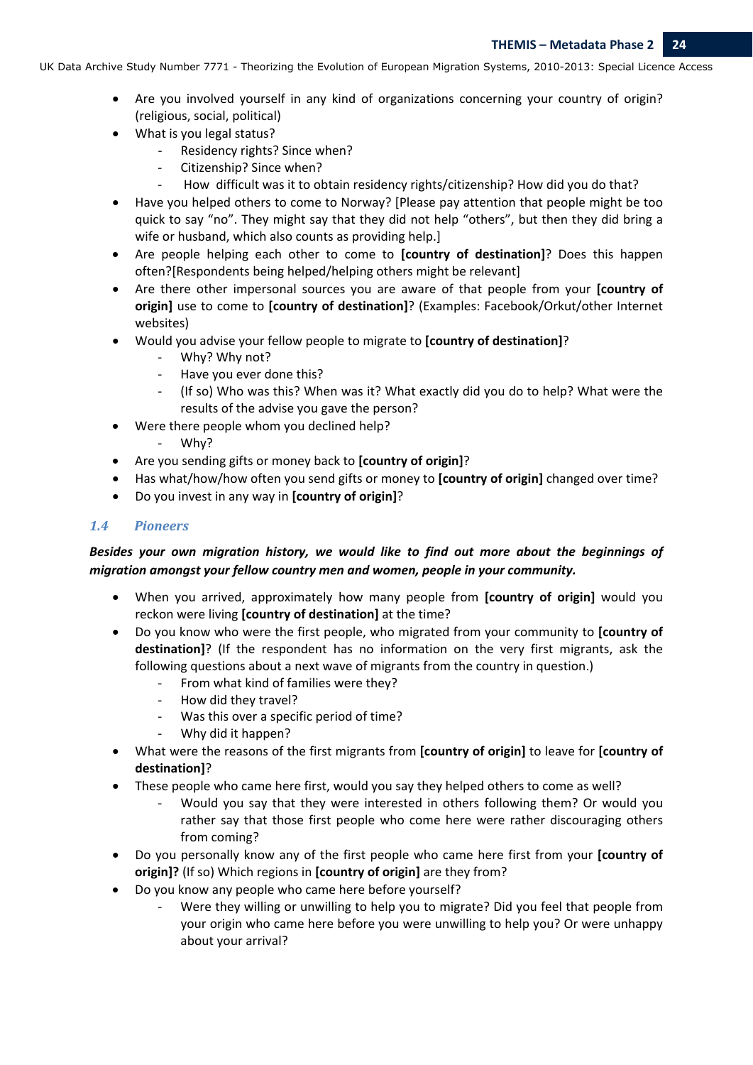- Are you involved yourself in any kind of organizations concerning your country of origin? (religious, social, political)
- What is you legal status?
  - Residency rights? Since when?
  - Citizenship? Since when?
  - How difficult was it to obtain residency rights/citizenship? How did you do that?
- Have you helped others to come to Norway? [Please pay attention that people might be too quick to say "no". They might say that they did not help "others", but then they did bring a wife or husband, which also counts as providing help.]
- Are people helping each other to come to **[country of destination]**? Does this happen often?[Respondents being helped/helping others might be relevant]
- Are there other impersonal sources you are aware of that people from your **[country of origin]** use to come to **[country of destination]**? (Examples: Facebook/Orkut/other Internet websites)
- Would you advise your fellow people to migrate to **[country of destination]**?
  - Why? Why not?
  - Have you ever done this?
  - (If so) Who was this? When was it? What exactly did you do to help? What were the results of the advise you gave the person?
- Were there people whom you declined help?
  - Why?
- Are you sending gifts or money back to **[country of origin]**?
- Has what/how/how often you send gifts or money to **[country of origin]** changed over time?
- Do you invest in any way in **[country of origin]**?

### *1.4 Pioneers*

***Besides your own migration history, we would like to find out more about the beginnings of migration amongst your fellow country men and women, people in your community.***

- When you arrived, approximately how many people from **[country of origin]** would you reckon were living **[country of destination]** at the time?
- Do you know who were the first people, who migrated from your community to **[country of destination]**? (If the respondent has no information on the very first migrants, ask the following questions about a next wave of migrants from the country in question.)
  - From what kind of families were they?
  - How did they travel?
  - Was this over a specific period of time?
  - Why did it happen?
- What were the reasons of the first migrants from **[country of origin]** to leave for **[country of destination]**?
- These people who came here first, would you say they helped others to come as well?
  - Would you say that they were interested in others following them? Or would you rather say that those first people who come here were rather discouraging others from coming?
- Do you personally know any of the first people who came here first from your **[country of origin]?** (If so) Which regions in **[country of origin]** are they from?
- Do you know any people who came here before yourself?
  - Were they willing or unwilling to help you to migrate? Did you feel that people from your origin who came here before you were unwilling to help you? Or were unhappy about your arrival?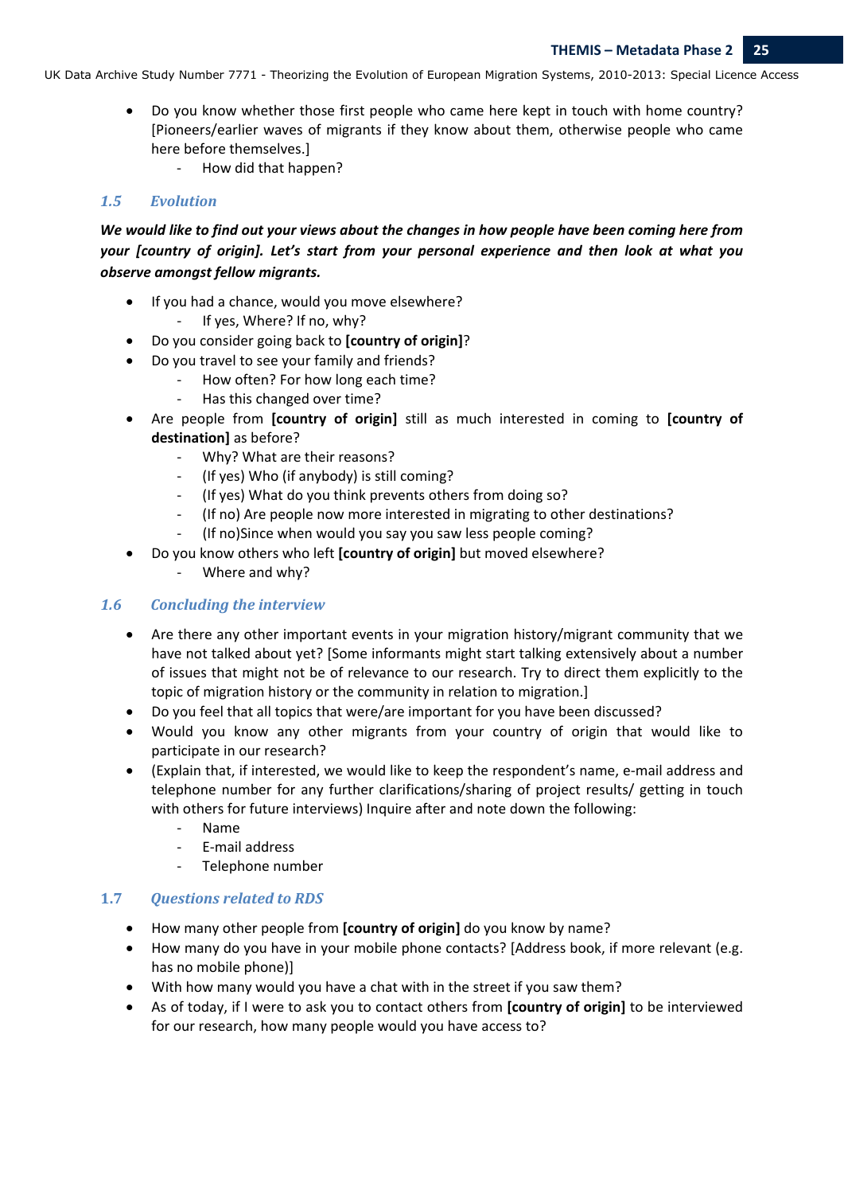- Do you know whether those first people who came here kept in touch with home country? [Pioneers/earlier waves of migrants if they know about them, otherwise people who came here before themselves.]
    - How did that happen?

### *1.5 Evolution*

***We would like to find out your views about the changes in how people have been coming here from your [country of origin]. Let's start from your personal experience and then look at what you observe amongst fellow migrants.***

- If you had a chance, would you move elsewhere?
    - If yes, Where? If no, why?
- Do you consider going back to **[country of origin]**?
- Do you travel to see your family and friends?
    - How often? For how long each time?
    - Has this changed over time?
- Are people from **[country of origin]** still as much interested in coming to **[country of destination]** as before?
    - Why? What are their reasons?
    - (If yes) Who (if anybody) is still coming?
    - (If yes) What do you think prevents others from doing so?
    - (If no) Are people now more interested in migrating to other destinations?
    - (If no)Since when would you say you saw less people coming?
- Do you know others who left **[country of origin]** but moved elsewhere?
    - Where and why?

### *1.6 Concluding the interview*

- Are there any other important events in your migration history/migrant community that we have not talked about yet? [Some informants might start talking extensively about a number of issues that might not be of relevance to our research. Try to direct them explicitly to the topic of migration history or the community in relation to migration.]
- Do you feel that all topics that were/are important for you have been discussed?
- Would you know any other migrants from your country of origin that would like to participate in our research?
- (Explain that, if interested, we would like to keep the respondent's name, e-mail address and telephone number for any further clarifications/sharing of project results/ getting in touch with others for future interviews) Inquire after and note down the following:
    - Name
    - E-mail address
    - Telephone number

### 1.7 *Questions related to RDS*

- How many other people from **[country of origin]** do you know by name?
- How many do you have in your mobile phone contacts? [Address book, if more relevant (e.g. has no mobile phone)]
- With how many would you have a chat with in the street if you saw them?
- As of today, if I were to ask you to contact others from **[country of origin]** to be interviewed for our research, how many people would you have access to?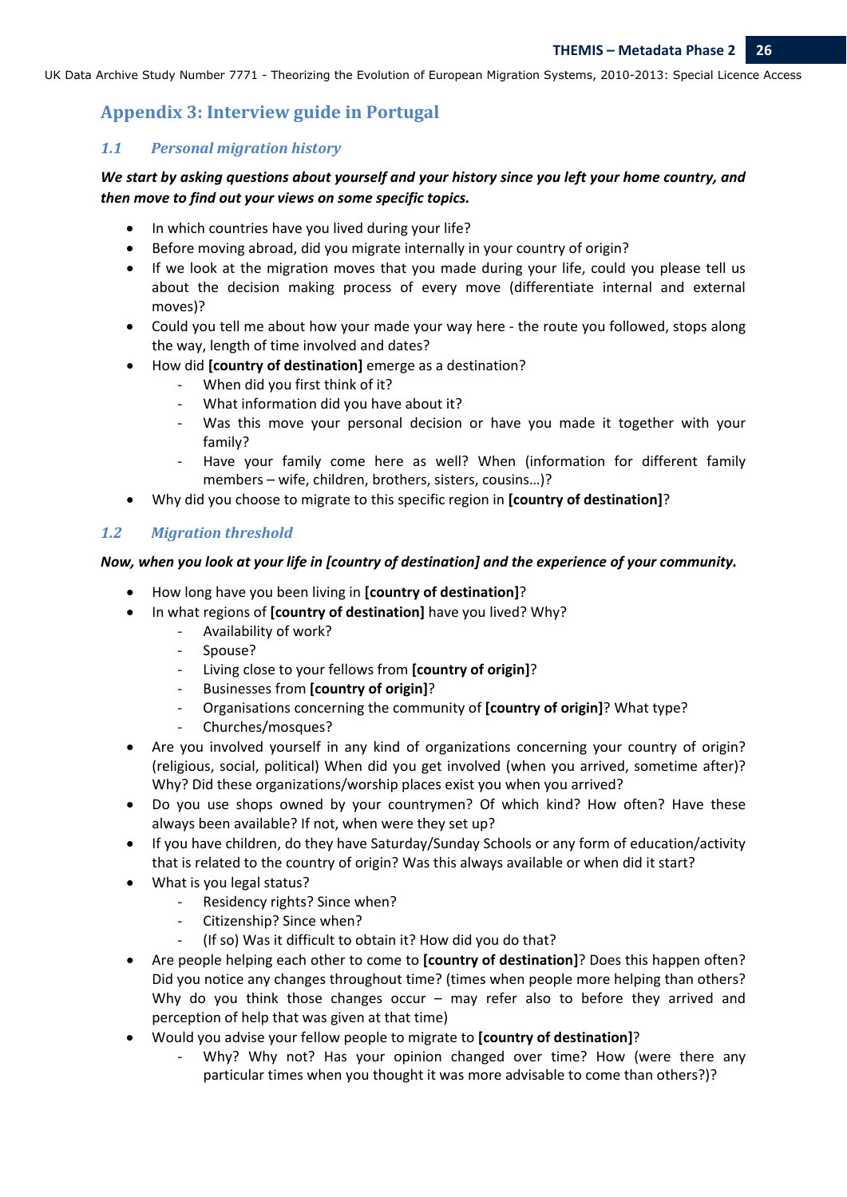## Appendix 3: Interview guide in Portugal

### 1.1 Personal migration history

***We start by asking questions about yourself and your history since you left your home country, and then move to find out your views on some specific topics.***

- In which countries have you lived during your life?
- Before moving abroad, did you migrate internally in your country of origin?
- If we look at the migration moves that you made during your life, could you please tell us about the decision making process of every move (differentiate internal and external moves)?
- Could you tell me about how your made your way here - the route you followed, stops along the way, length of time involved and dates?
- How did **[country of destination]** emerge as a destination?
    - When did you first think of it?
    - What information did you have about it?
    - Was this move your personal decision or have you made it together with your family?
    - Have your family come here as well? When (information for different family members – wife, children, brothers, sisters, cousins…)?
- Why did you choose to migrate to this specific region in **[country of destination]**?

### 1.2 Migration threshold

***Now, when you look at your life in [country of destination] and the experience of your community.***

- How long have you been living in **[country of destination]**?
- In what regions of **[country of destination]** have you lived? Why?
    - Availability of work?
    - Spouse?
    - Living close to your fellows from **[country of origin]**?
    - Businesses from **[country of origin]**?
    - Organisations concerning the community of **[country of origin]**? What type?
    - Churches/mosques?
- Are you involved yourself in any kind of organizations concerning your country of origin? (religious, social, political) When did you get involved (when you arrived, sometime after)? Why? Did these organizations/worship places exist you when you arrived?
- Do you use shops owned by your countrymen? Of which kind? How often? Have these always been available? If not, when were they set up?
- If you have children, do they have Saturday/Sunday Schools or any form of education/activity that is related to the country of origin? Was this always available or when did it start?
- What is you legal status?
    - Residency rights? Since when?
    - Citizenship? Since when?
    - (If so) Was it difficult to obtain it? How did you do that?
- Are people helping each other to come to **[country of destination]**? Does this happen often? Did you notice any changes throughout time? (times when people more helping than others? Why do you think those changes occur – may refer also to before they arrived and perception of help that was given at that time)
- Would you advise your fellow people to migrate to **[country of destination]**?
    - Why? Why not? Has your opinion changed over time? How (were there any particular times when you thought it was more advisable to come than others?)?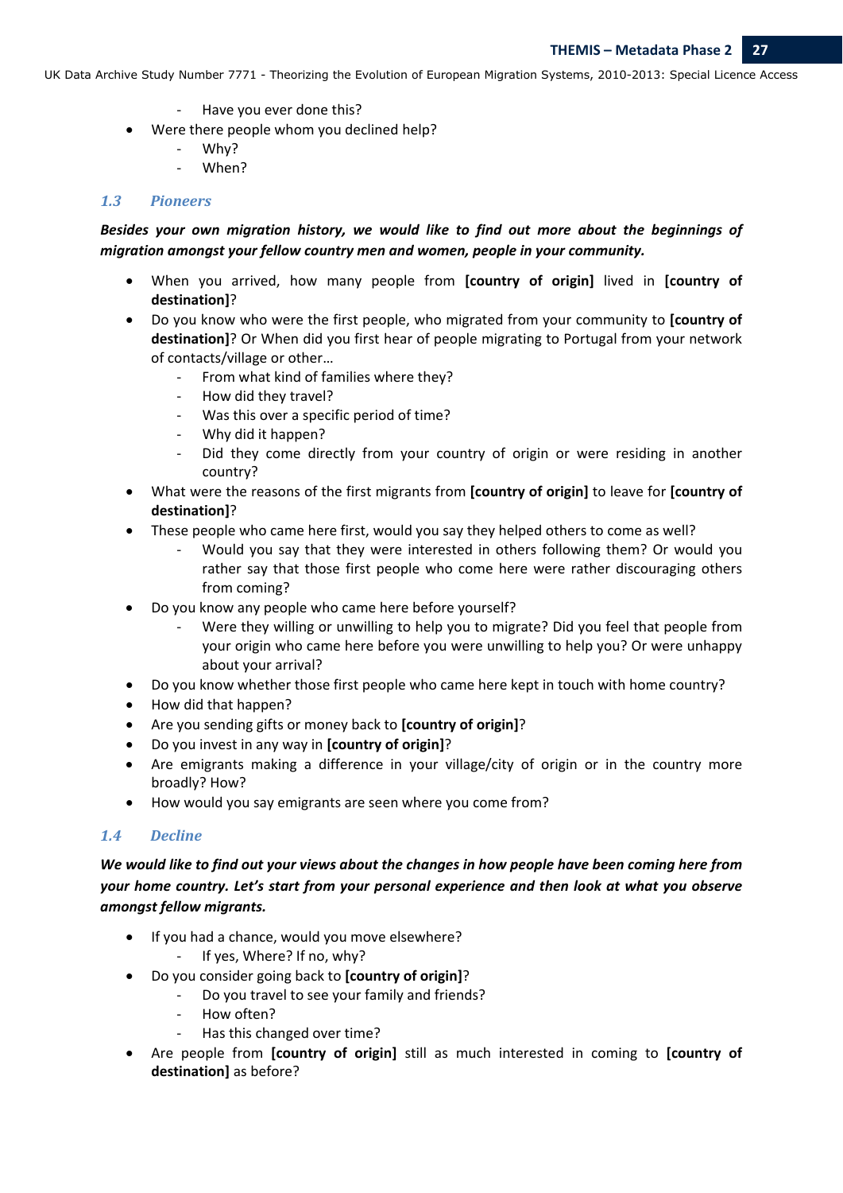- Have you ever done this?
- Were there people whom you declined help?
  - Why?
  - When?

### 1.3 Pioneers

***Besides your own migration history, we would like to find out more about the beginnings of migration amongst your fellow country men and women, people in your community.***

- When you arrived, how many people from **[country of origin]** lived in **[country of destination]**?
- Do you know who were the first people, who migrated from your community to **[country of destination]**? Or When did you first hear of people migrating to Portugal from your network of contacts/village or other…
  - From what kind of families where they?
  - How did they travel?
  - Was this over a specific period of time?
  - Why did it happen?
  - Did they come directly from your country of origin or were residing in another country?
- What were the reasons of the first migrants from **[country of origin]** to leave for **[country of destination]**?
- These people who came here first, would you say they helped others to come as well?
  - Would you say that they were interested in others following them? Or would you rather say that those first people who come here were rather discouraging others from coming?
- Do you know any people who came here before yourself?
  - Were they willing or unwilling to help you to migrate? Did you feel that people from your origin who came here before you were unwilling to help you? Or were unhappy about your arrival?
- Do you know whether those first people who came here kept in touch with home country?
- How did that happen?
- Are you sending gifts or money back to **[country of origin]**?
- Do you invest in any way in **[country of origin]**?
- Are emigrants making a difference in your village/city of origin or in the country more broadly? How?
- How would you say emigrants are seen where you come from?

### 1.4 Decline

***We would like to find out your views about the changes in how people have been coming here from your home country. Let's start from your personal experience and then look at what you observe amongst fellow migrants.***

- If you had a chance, would you move elsewhere?
  - If yes, Where? If no, why?
- Do you consider going back to **[country of origin]**?
  - Do you travel to see your family and friends?
  - How often?
  - Has this changed over time?
- Are people from **[country of origin]** still as much interested in coming to **[country of destination]** as before?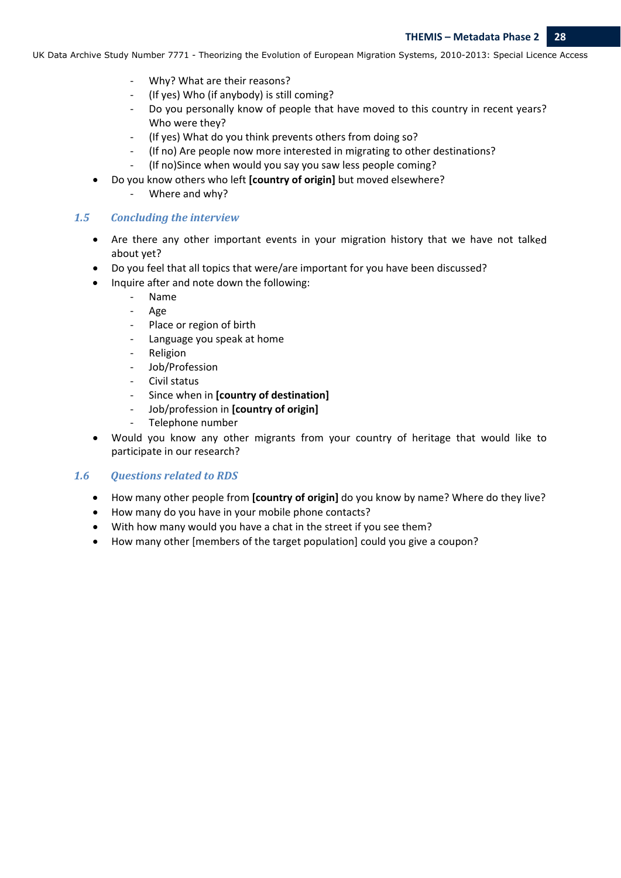- Why? What are their reasons?
    - (If yes) Who (if anybody) is still coming?
    - Do you personally know of people that have moved to this country in recent years? Who were they?
    - (If yes) What do you think prevents others from doing so?
    - (If no) Are people now more interested in migrating to other destinations?
    - (If no)Since when would you say you saw less people coming?
- Do you know others who left **[country of origin]** but moved elsewhere?
    - Where and why?

### *1.5 Concluding the interview*

- Are there any other important events in your migration history that we have not talked about yet?
- Do you feel that all topics that were/are important for you have been discussed?
- Inquire after and note down the following:
    - Name
    - Age
    - Place or region of birth
    - Language you speak at home
    - Religion
    - Job/Profession
    - Civil status
    - Since when in **[country of destination]**
    - Job/profession in **[country of origin]**
    - Telephone number
- Would you know any other migrants from your country of heritage that would like to participate in our research?

### *1.6 Questions related to RDS*

- How many other people from **[country of origin]** do you know by name? Where do they live?
- How many do you have in your mobile phone contacts?
- With how many would you have a chat in the street if you see them?
- How many other [members of the target population] could you give a coupon?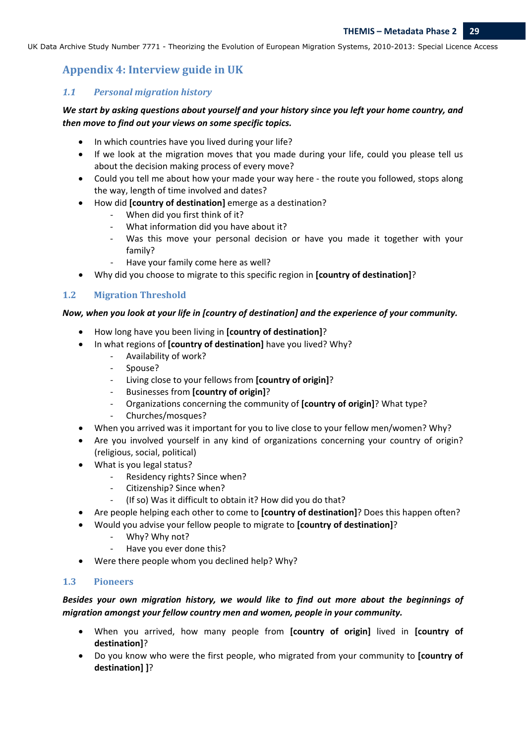## Appendix 4: Interview guide in UK

### 1.1 Personal migration history

***We start by asking questions about yourself and your history since you left your home country, and then move to find out your views on some specific topics.***

- In which countries have you lived during your life?
- If we look at the migration moves that you made during your life, could you please tell us about the decision making process of every move?
- Could you tell me about how your made your way here - the route you followed, stops along the way, length of time involved and dates?
- How did **[country of destination]** emerge as a destination?
  - When did you first think of it?
  - What information did you have about it?
  - Was this move your personal decision or have you made it together with your family?
  - Have your family come here as well?
- Why did you choose to migrate to this specific region in **[country of destination]**?

### 1.2 Migration Threshold

***Now, when you look at your life in [country of destination] and the experience of your community.***

- How long have you been living in **[country of destination]**?
- In what regions of **[country of destination]** have you lived? Why?
  - Availability of work?
  - Spouse?
  - Living close to your fellows from **[country of origin]**?
  - Businesses from **[country of origin]**?
  - Organizations concerning the community of **[country of origin]**? What type?
  - Churches/mosques?
- When you arrived was it important for you to live close to your fellow men/women? Why?
- Are you involved yourself in any kind of organizations concerning your country of origin? (religious, social, political)
- What is you legal status?
  - Residency rights? Since when?
  - Citizenship? Since when?
  - (If so) Was it difficult to obtain it? How did you do that?
- Are people helping each other to come to **[country of destination]**? Does this happen often?
- Would you advise your fellow people to migrate to **[country of destination]**?
  - Why? Why not?
  - Have you ever done this?
- Were there people whom you declined help? Why?

### 1.3 Pioneers

***Besides your own migration history, we would like to find out more about the beginnings of migration amongst your fellow country men and women, people in your community.***

- When you arrived, how many people from **[country of origin]** lived in **[country of destination]**?
- Do you know who were the first people, who migrated from your community to **[country of destination] ]**?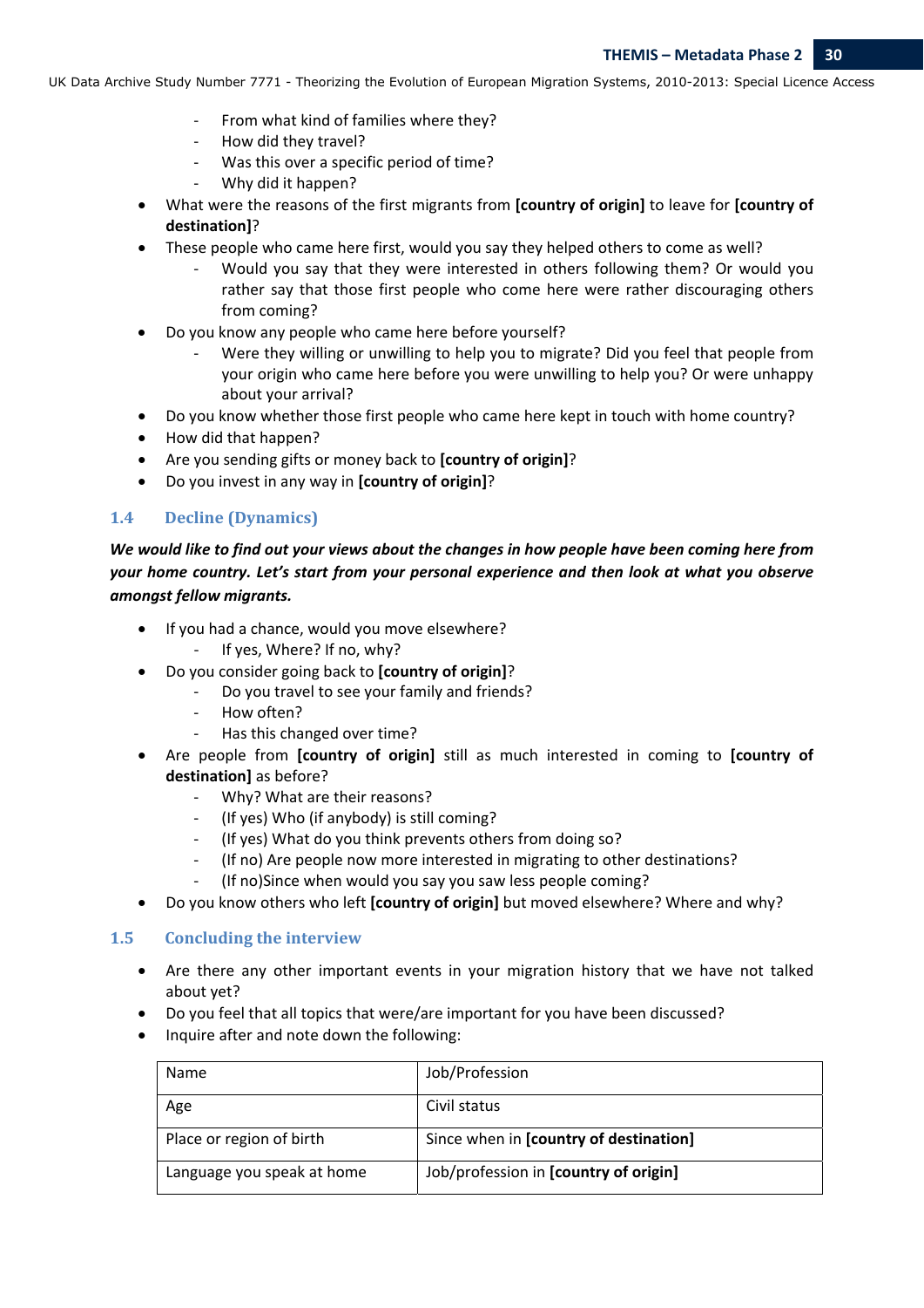- From what kind of families where they?
- How did they travel?
- Was this over a specific period of time?
- Why did it happen?

- What were the reasons of the first migrants from **[country of origin]** to leave for **[country of destination]**?
- These people who came here first, would you say they helped others to come as well?
  - Would you say that they were interested in others following them? Or would you rather say that those first people who come here were rather discouraging others from coming?
- Do you know any people who came here before yourself?
  - Were they willing or unwilling to help you to migrate? Did you feel that people from your origin who came here before you were unwilling to help you? Or were unhappy about your arrival?
- Do you know whether those first people who came here kept in touch with home country?
- How did that happen?
- Are you sending gifts or money back to **[country of origin]**?
- Do you invest in any way in **[country of origin]**?

### 1.4 Decline (Dynamics)

***We would like to find out your views about the changes in how people have been coming here from your home country. Let's start from your personal experience and then look at what you observe amongst fellow migrants.***

- If you had a chance, would you move elsewhere?
  - If yes, Where? If no, why?
- Do you consider going back to **[country of origin]**?
  - Do you travel to see your family and friends?
  - How often?
  - Has this changed over time?
- Are people from **[country of origin]** still as much interested in coming to **[country of destination]** as before?
  - Why? What are their reasons?
  - (If yes) Who (if anybody) is still coming?
  - (If yes) What do you think prevents others from doing so?
  - (If no) Are people now more interested in migrating to other destinations?
  - (If no)Since when would you say you saw less people coming?
- Do you know others who left **[country of origin]** but moved elsewhere? Where and why?

### 1.5 Concluding the interview

- Are there any other important events in your migration history that we have not talked about yet?
- Do you feel that all topics that were/are important for you have been discussed?
- Inquire after and note down the following:

| Name | Job/Profession |
|---|---|
| Age | Civil status |
| Place or region of birth | Since when in **[country of destination]** |
| Language you speak at home | Job/profession in **[country of origin]** |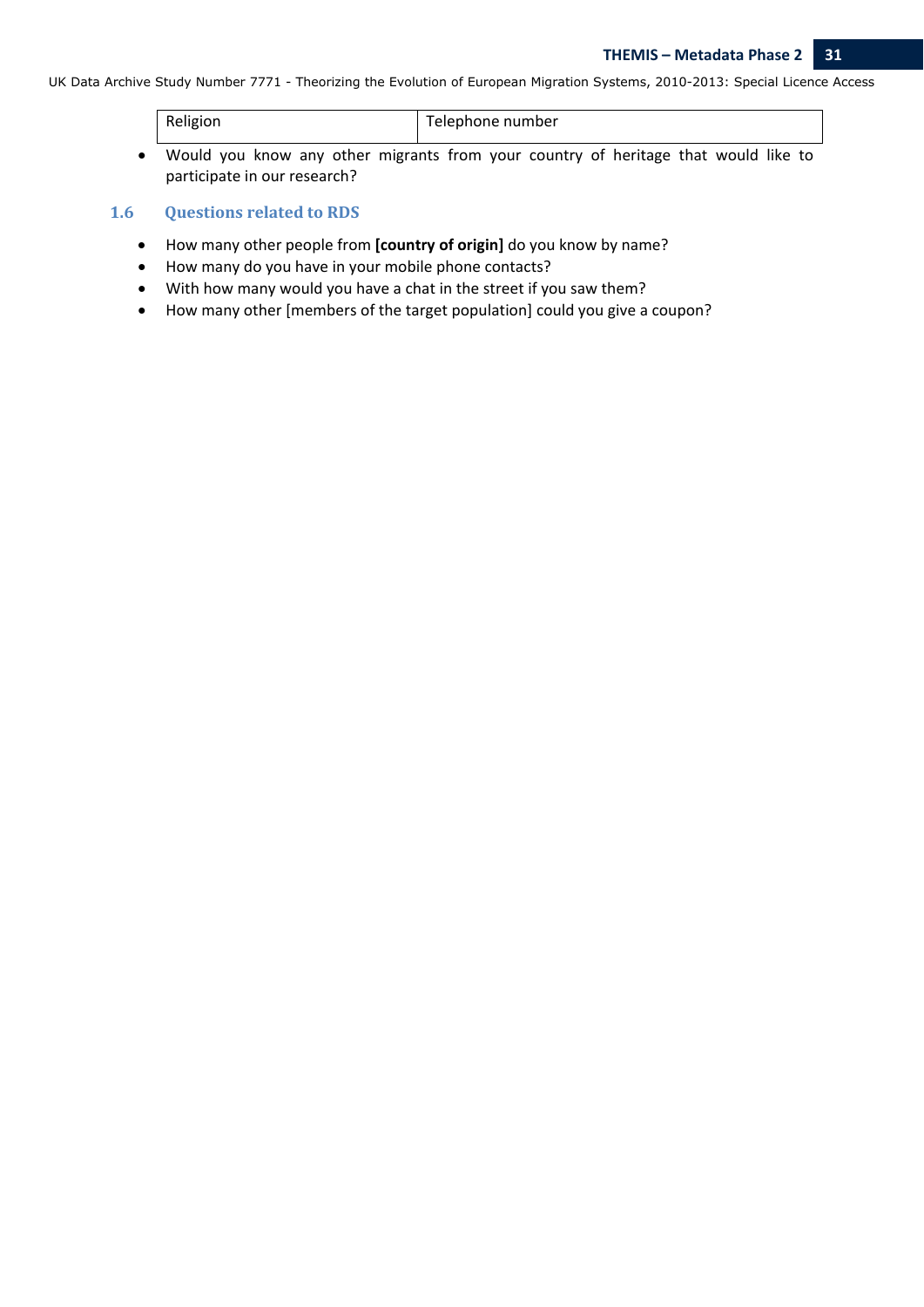| | |
|---|---|
| Religion | Telephone number |

- Would you know any other migrants from your country of heritage that would like to participate in our research?

### 1.6 Questions related to RDS

- How many other people from **[country of origin]** do you know by name?
- How many do you have in your mobile phone contacts?
- With how many would you have a chat in the street if you saw them?
- How many other [members of the target population] could you give a coupon?